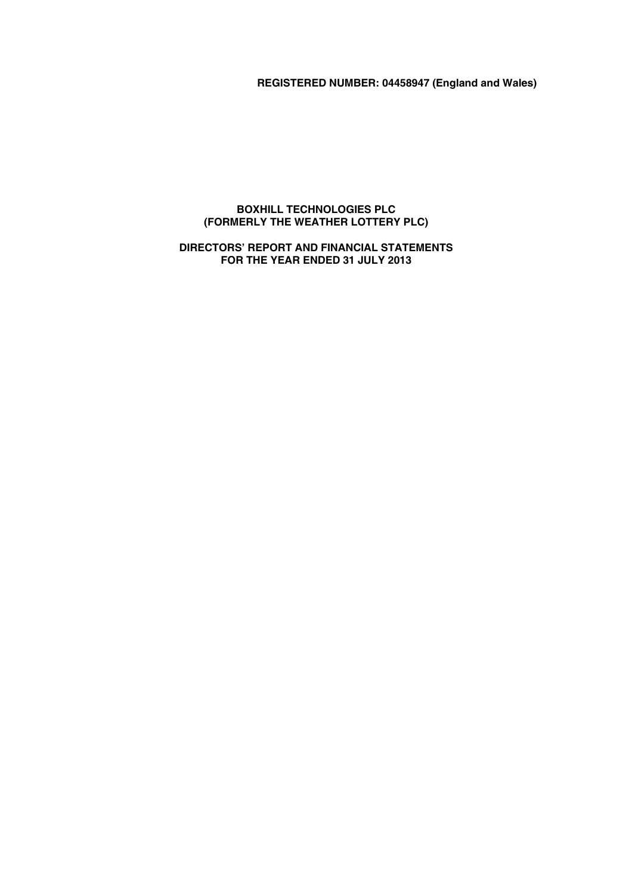**REGISTERED NUMBER: 04458947 (England and Wales)**

# BOXHILL TECHNOLOGIES PLC
# (FORMERLY THE WEATHER LOTTERY PLC)

## DIRECTORS' REPORT AND FINANCIAL STATEMENTS
## FOR THE YEAR ENDED 31 JULY 2013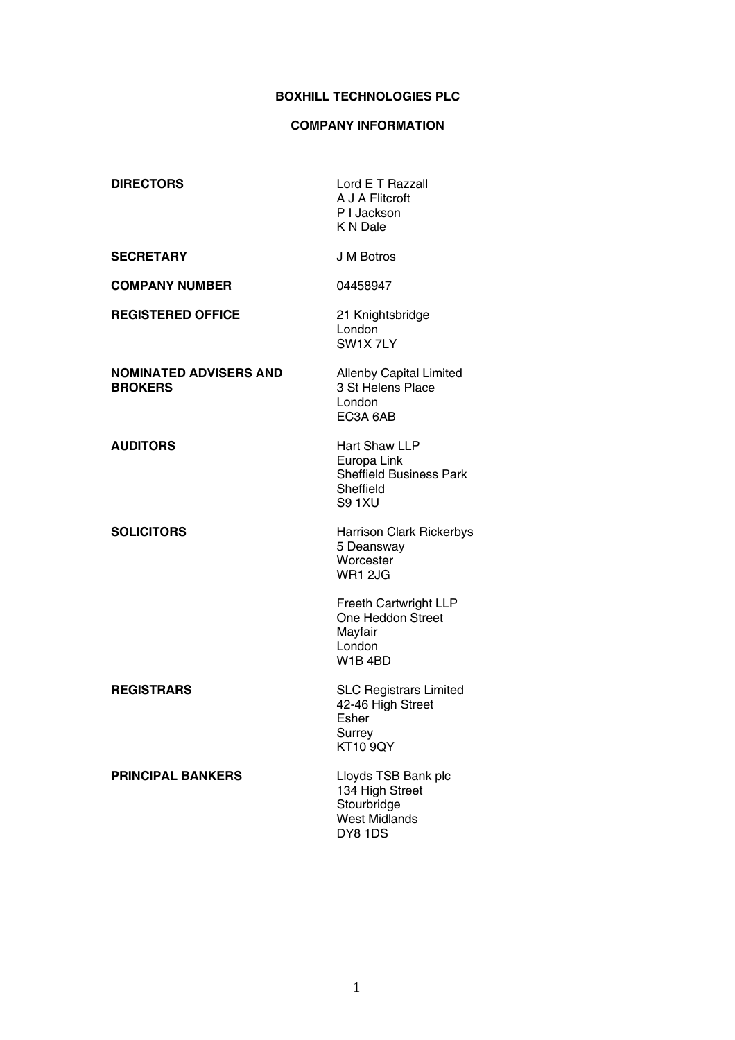# BOXHILL TECHNOLOGIES PLC

## COMPANY INFORMATION

| | |
|---|---|
| **DIRECTORS** | Lord E T Razzall<br>A J A Flitcroft<br>P I Jackson<br>K N Dale |
| **SECRETARY** | J M Botros |
| **COMPANY NUMBER** | 04458947 |
| **REGISTERED OFFICE** | 21 Knightsbridge<br>London<br>SW1X 7LY |
| **NOMINATED ADVISERS AND BROKERS** | Allenby Capital Limited<br>3 St Helens Place<br>London<br>EC3A 6AB |
| **AUDITORS** | Hart Shaw LLP<br>Europa Link<br>Sheffield Business Park<br>Sheffield<br>S9 1XU |
| **SOLICITORS** | Harrison Clark Rickerbys<br>5 Deansway<br>Worcester<br>WR1 2JG<br><br>Freeth Cartwright LLP<br>One Heddon Street<br>Mayfair<br>London<br>W1B 4BD |
| **REGISTRARS** | SLC Registrars Limited<br>42-46 High Street<br>Esher<br>Surrey<br>KT10 9QY |
| **PRINCIPAL BANKERS** | Lloyds TSB Bank plc<br>134 High Street<br>Stourbridge<br>West Midlands<br>DY8 1DS |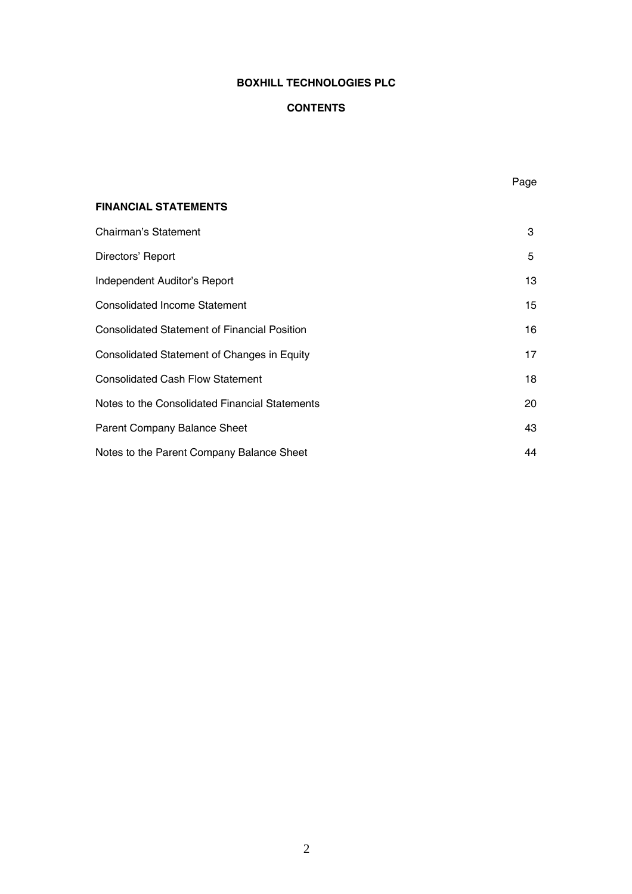**BOXHILL TECHNOLOGIES PLC**

**CONTENTS**

| | Page |
|---|---|
| **FINANCIAL STATEMENTS** | |
| Chairman's Statement | 3 |
| Directors' Report | 5 |
| Independent Auditor's Report | 13 |
| Consolidated Income Statement | 15 |
| Consolidated Statement of Financial Position | 16 |
| Consolidated Statement of Changes in Equity | 17 |
| Consolidated Cash Flow Statement | 18 |
| Notes to the Consolidated Financial Statements | 20 |
| Parent Company Balance Sheet | 43 |
| Notes to the Parent Company Balance Sheet | 44 |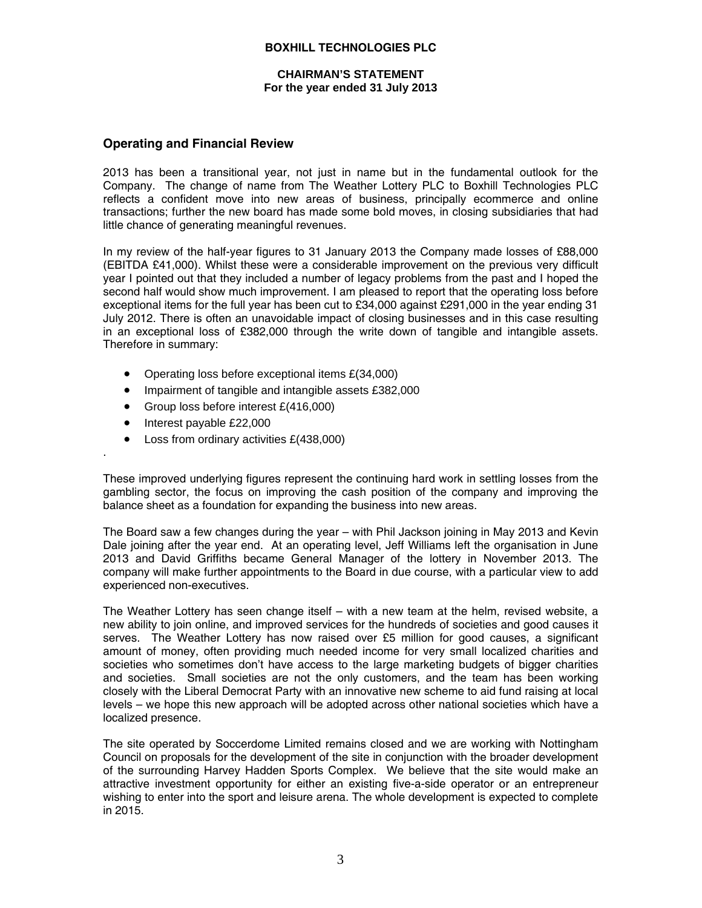# BOXHILL TECHNOLOGIES PLC

## CHAIRMAN'S STATEMENT
**For the year ended 31 July 2013**

## Operating and Financial Review

2013 has been a transitional year, not just in name but in the fundamental outlook for the Company. The change of name from The Weather Lottery PLC to Boxhill Technologies PLC reflects a confident move into new areas of business, principally ecommerce and online transactions; further the new board has made some bold moves, in closing subsidiaries that had little chance of generating meaningful revenues.

In my review of the half-year figures to 31 January 2013 the Company made losses of £88,000 (EBITDA £41,000). Whilst these were a considerable improvement on the previous very difficult year I pointed out that they included a number of legacy problems from the past and I hoped the second half would show much improvement. I am pleased to report that the operating loss before exceptional items for the full year has been cut to £34,000 against £291,000 in the year ending 31 July 2012. There is often an unavoidable impact of closing businesses and in this case resulting in an exceptional loss of £382,000 through the write down of tangible and intangible assets. Therefore in summary:

- Operating loss before exceptional items £(34,000)
- Impairment of tangible and intangible assets £382,000
- Group loss before interest £(416,000)
- Interest payable £22,000
- Loss from ordinary activities £(438,000)

.

These improved underlying figures represent the continuing hard work in settling losses from the gambling sector, the focus on improving the cash position of the company and improving the balance sheet as a foundation for expanding the business into new areas.

The Board saw a few changes during the year – with Phil Jackson joining in May 2013 and Kevin Dale joining after the year end. At an operating level, Jeff Williams left the organisation in June 2013 and David Griffiths became General Manager of the lottery in November 2013. The company will make further appointments to the Board in due course, with a particular view to add experienced non-executives.

The Weather Lottery has seen change itself – with a new team at the helm, revised website, a new ability to join online, and improved services for the hundreds of societies and good causes it serves. The Weather Lottery has now raised over £5 million for good causes, a significant amount of money, often providing much needed income for very small localized charities and societies who sometimes don't have access to the large marketing budgets of bigger charities and societies. Small societies are not the only customers, and the team has been working closely with the Liberal Democrat Party with an innovative new scheme to aid fund raising at local levels – we hope this new approach will be adopted across other national societies which have a localized presence.

The site operated by Soccerdome Limited remains closed and we are working with Nottingham Council on proposals for the development of the site in conjunction with the broader development of the surrounding Harvey Hadden Sports Complex. We believe that the site would make an attractive investment opportunity for either an existing five-a-side operator or an entrepreneur wishing to enter into the sport and leisure arena. The whole development is expected to complete in 2015.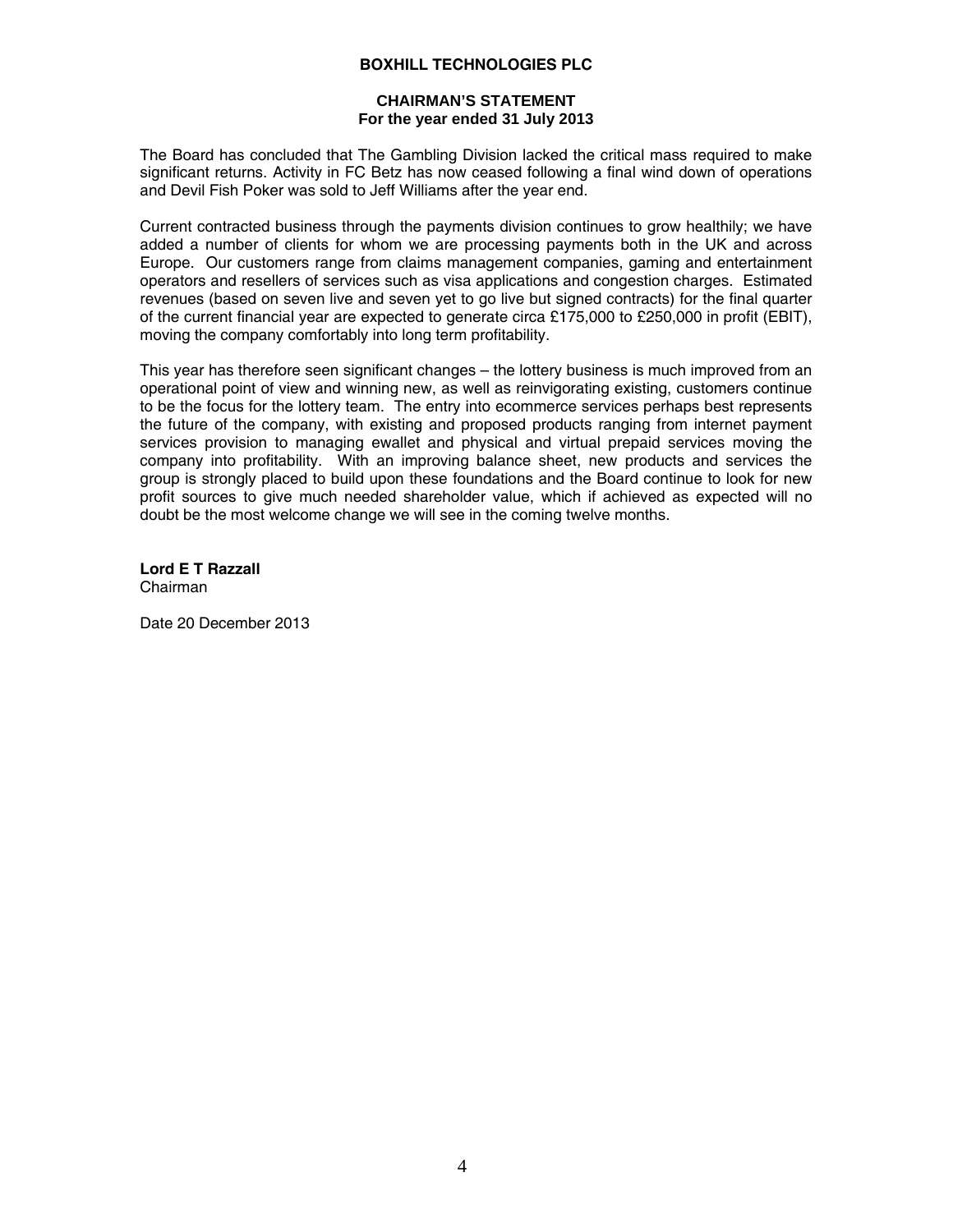**BOXHILL TECHNOLOGIES PLC**

**CHAIRMAN'S STATEMENT**
**For the year ended 31 July 2013**

The Board has concluded that The Gambling Division lacked the critical mass required to make significant returns. Activity in FC Betz has now ceased following a final wind down of operations and Devil Fish Poker was sold to Jeff Williams after the year end.

Current contracted business through the payments division continues to grow healthily; we have added a number of clients for whom we are processing payments both in the UK and across Europe. Our customers range from claims management companies, gaming and entertainment operators and resellers of services such as visa applications and congestion charges. Estimated revenues (based on seven live and seven yet to go live but signed contracts) for the final quarter of the current financial year are expected to generate circa £175,000 to £250,000 in profit (EBIT), moving the company comfortably into long term profitability.

This year has therefore seen significant changes – the lottery business is much improved from an operational point of view and winning new, as well as reinvigorating existing, customers continue to be the focus for the lottery team. The entry into ecommerce services perhaps best represents the future of the company, with existing and proposed products ranging from internet payment services provision to managing ewallet and physical and virtual prepaid services moving the company into profitability. With an improving balance sheet, new products and services the group is strongly placed to build upon these foundations and the Board continue to look for new profit sources to give much needed shareholder value, which if achieved as expected will no doubt be the most welcome change we will see in the coming twelve months.

**Lord E T Razzall**
Chairman

Date 20 December 2013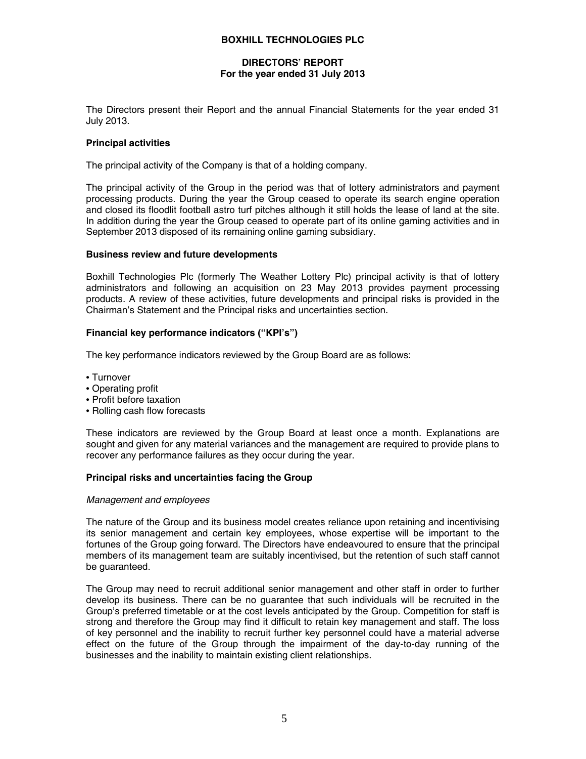# BOXHILL TECHNOLOGIES PLC

## DIRECTORS' REPORT
**For the year ended 31 July 2013**

The Directors present their Report and the annual Financial Statements for the year ended 31 July 2013.

### Principal activities

The principal activity of the Company is that of a holding company.

The principal activity of the Group in the period was that of lottery administrators and payment processing products. During the year the Group ceased to operate its search engine operation and closed its floodlit football astro turf pitches although it still holds the lease of land at the site. In addition during the year the Group ceased to operate part of its online gaming activities and in September 2013 disposed of its remaining online gaming subsidiary.

### Business review and future developments

Boxhill Technologies Plc (formerly The Weather Lottery Plc) principal activity is that of lottery administrators and following an acquisition on 23 May 2013 provides payment processing products. A review of these activities, future developments and principal risks is provided in the Chairman's Statement and the Principal risks and uncertainties section.

### Financial key performance indicators ("KPI's")

The key performance indicators reviewed by the Group Board are as follows:

- Turnover
- Operating profit
- Profit before taxation
- Rolling cash flow forecasts

These indicators are reviewed by the Group Board at least once a month. Explanations are sought and given for any material variances and the management are required to provide plans to recover any performance failures as they occur during the year.

### Principal risks and uncertainties facing the Group

*Management and employees*

The nature of the Group and its business model creates reliance upon retaining and incentivising its senior management and certain key employees, whose expertise will be important to the fortunes of the Group going forward. The Directors have endeavoured to ensure that the principal members of its management team are suitably incentivised, but the retention of such staff cannot be guaranteed.

The Group may need to recruit additional senior management and other staff in order to further develop its business. There can be no guarantee that such individuals will be recruited in the Group's preferred timetable or at the cost levels anticipated by the Group. Competition for staff is strong and therefore the Group may find it difficult to retain key management and staff. The loss of key personnel and the inability to recruit further key personnel could have a material adverse effect on the future of the Group through the impairment of the day-to-day running of the businesses and the inability to maintain existing client relationships.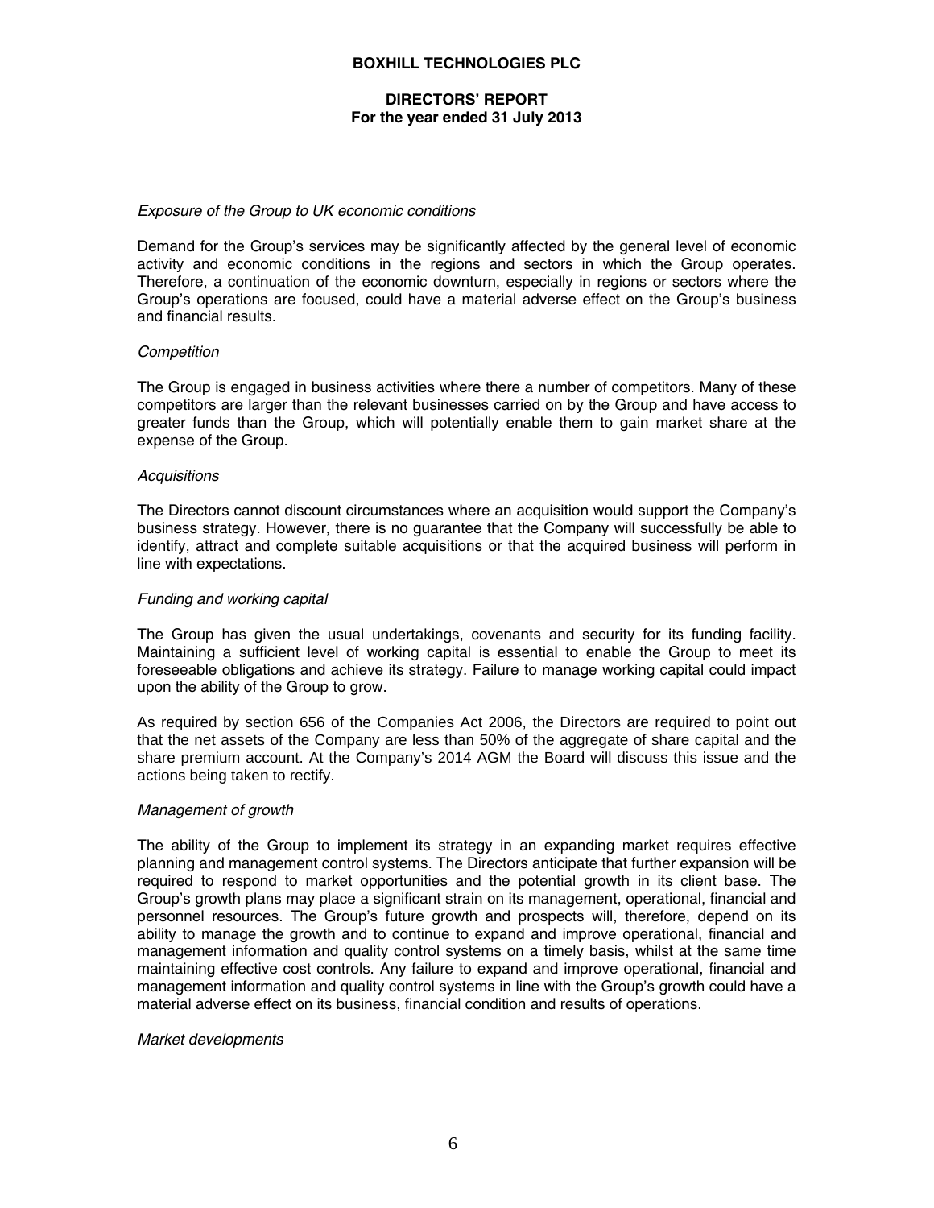*Exposure of the Group to UK economic conditions*

Demand for the Group's services may be significantly affected by the general level of economic activity and economic conditions in the regions and sectors in which the Group operates. Therefore, a continuation of the economic downturn, especially in regions or sectors where the Group's operations are focused, could have a material adverse effect on the Group's business and financial results.

*Competition*

The Group is engaged in business activities where there a number of competitors. Many of these competitors are larger than the relevant businesses carried on by the Group and have access to greater funds than the Group, which will potentially enable them to gain market share at the expense of the Group.

*Acquisitions*

The Directors cannot discount circumstances where an acquisition would support the Company's business strategy. However, there is no guarantee that the Company will successfully be able to identify, attract and complete suitable acquisitions or that the acquired business will perform in line with expectations.

*Funding and working capital*

The Group has given the usual undertakings, covenants and security for its funding facility. Maintaining a sufficient level of working capital is essential to enable the Group to meet its foreseeable obligations and achieve its strategy. Failure to manage working capital could impact upon the ability of the Group to grow.

As required by section 656 of the Companies Act 2006, the Directors are required to point out that the net assets of the Company are less than 50% of the aggregate of share capital and the share premium account. At the Company's 2014 AGM the Board will discuss this issue and the actions being taken to rectify.

*Management of growth*

The ability of the Group to implement its strategy in an expanding market requires effective planning and management control systems. The Directors anticipate that further expansion will be required to respond to market opportunities and the potential growth in its client base. The Group's growth plans may place a significant strain on its management, operational, financial and personnel resources. The Group's future growth and prospects will, therefore, depend on its ability to manage the growth and to continue to expand and improve operational, financial and management information and quality control systems on a timely basis, whilst at the same time maintaining effective cost controls. Any failure to expand and improve operational, financial and management information and quality control systems in line with the Group's growth could have a material adverse effect on its business, financial condition and results of operations.

*Market developments*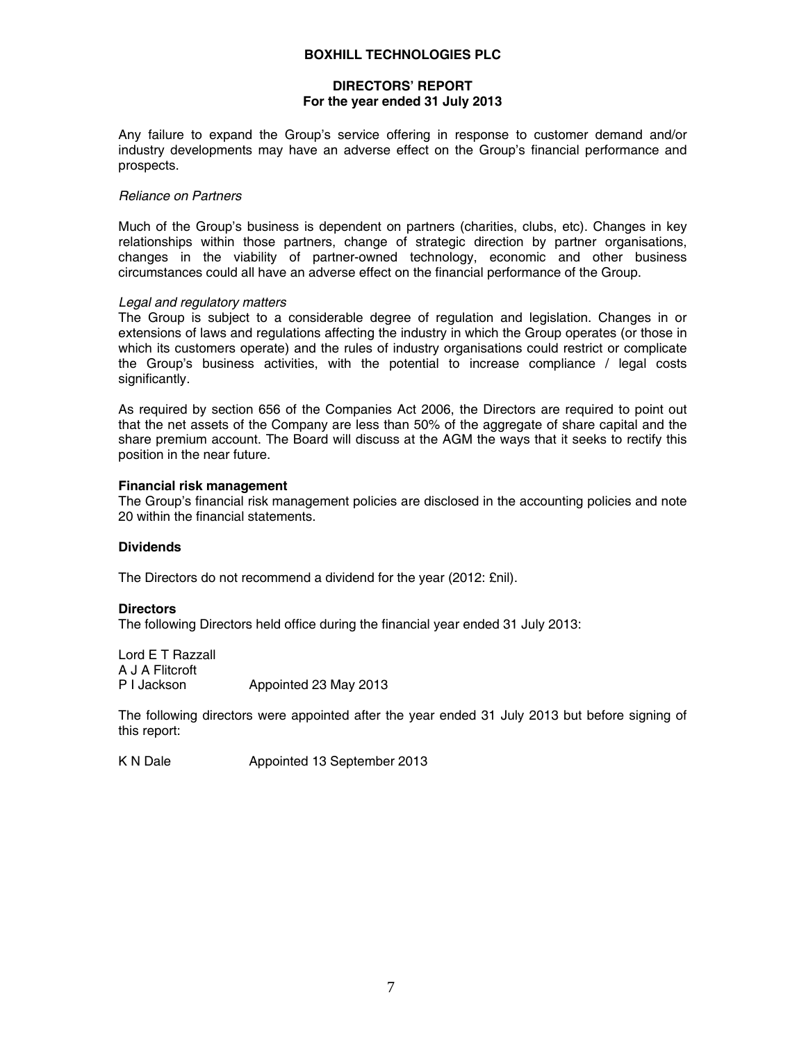Any failure to expand the Group's service offering in response to customer demand and/or industry developments may have an adverse effect on the Group's financial performance and prospects.

*Reliance on Partners*

Much of the Group's business is dependent on partners (charities, clubs, etc). Changes in key relationships within those partners, change of strategic direction by partner organisations, changes in the viability of partner-owned technology, economic and other business circumstances could all have an adverse effect on the financial performance of the Group.

*Legal and regulatory matters*

The Group is subject to a considerable degree of regulation and legislation. Changes in or extensions of laws and regulations affecting the industry in which the Group operates (or those in which its customers operate) and the rules of industry organisations could restrict or complicate the Group's business activities, with the potential to increase compliance / legal costs significantly.

As required by section 656 of the Companies Act 2006, the Directors are required to point out that the net assets of the Company are less than 50% of the aggregate of share capital and the share premium account. The Board will discuss at the AGM the ways that it seeks to rectify this position in the near future.

**Financial risk management**

The Group's financial risk management policies are disclosed in the accounting policies and note 20 within the financial statements.

**Dividends**

The Directors do not recommend a dividend for the year (2012: £nil).

**Directors**

The following Directors held office during the financial year ended 31 July 2013:

Lord E T Razzall
A J A Flitcroft
P I Jackson Appointed 23 May 2013

The following directors were appointed after the year ended 31 July 2013 but before signing of this report:

K N Dale Appointed 13 September 2013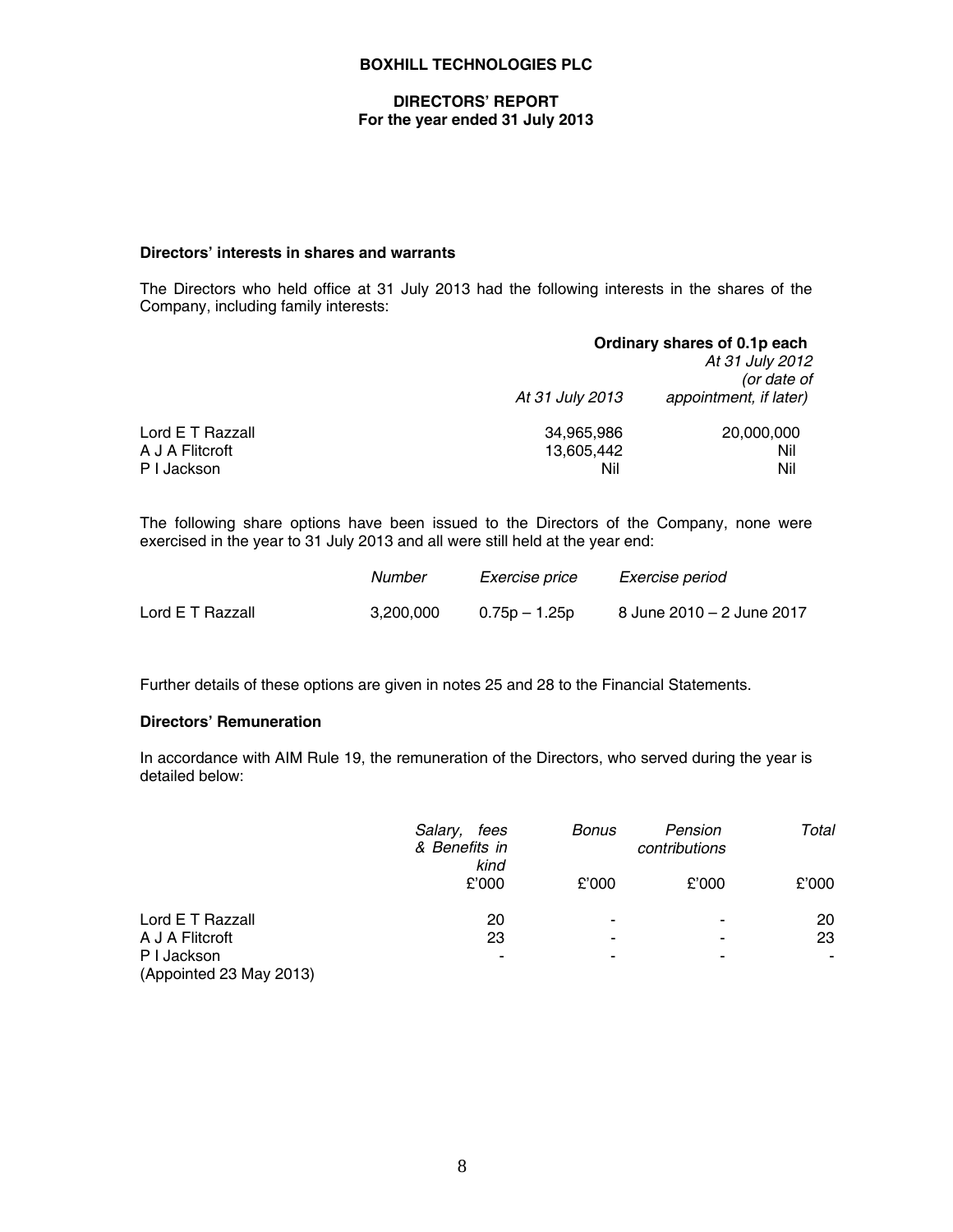**BOXHILL TECHNOLOGIES PLC**

**DIRECTORS' REPORT**
**For the year ended 31 July 2013**

### Directors' interests in shares and warrants

The Directors who held office at 31 July 2013 had the following interests in the shares of the Company, including family interests:

| | **Ordinary shares of 0.1p each** | |
|---|---|---|
| | *At 31 July 2013* | *At 31 July 2012 (or date of appointment, if later)* |
| Lord E T Razzall | 34,965,986 | 20,000,000 |
| A J A Flitcroft | 13,605,442 | Nil |
| P I Jackson | Nil | Nil |

The following share options have been issued to the Directors of the Company, none were exercised in the year to 31 July 2013 and all were still held at the year end:

| | *Number* | *Exercise price* | *Exercise period* |
|---|---|---|---|
| Lord E T Razzall | 3,200,000 | 0.75p – 1.25p | 8 June 2010 – 2 June 2017 |

Further details of these options are given in notes 25 and 28 to the Financial Statements.

### Directors' Remuneration

In accordance with AIM Rule 19, the remuneration of the Directors, who served during the year is detailed below:

| | *Salary, fees & Benefits in kind* | *Bonus* | *Pension contributions* | *Total* |
|---|---|---|---|---|
| | £'000 | £'000 | £'000 | £'000 |
| Lord E T Razzall | 20 | - | - | 20 |
| A J A Flitcroft | 23 | - | - | 23 |
| P I Jackson (Appointed 23 May 2013) | - | - | - | - |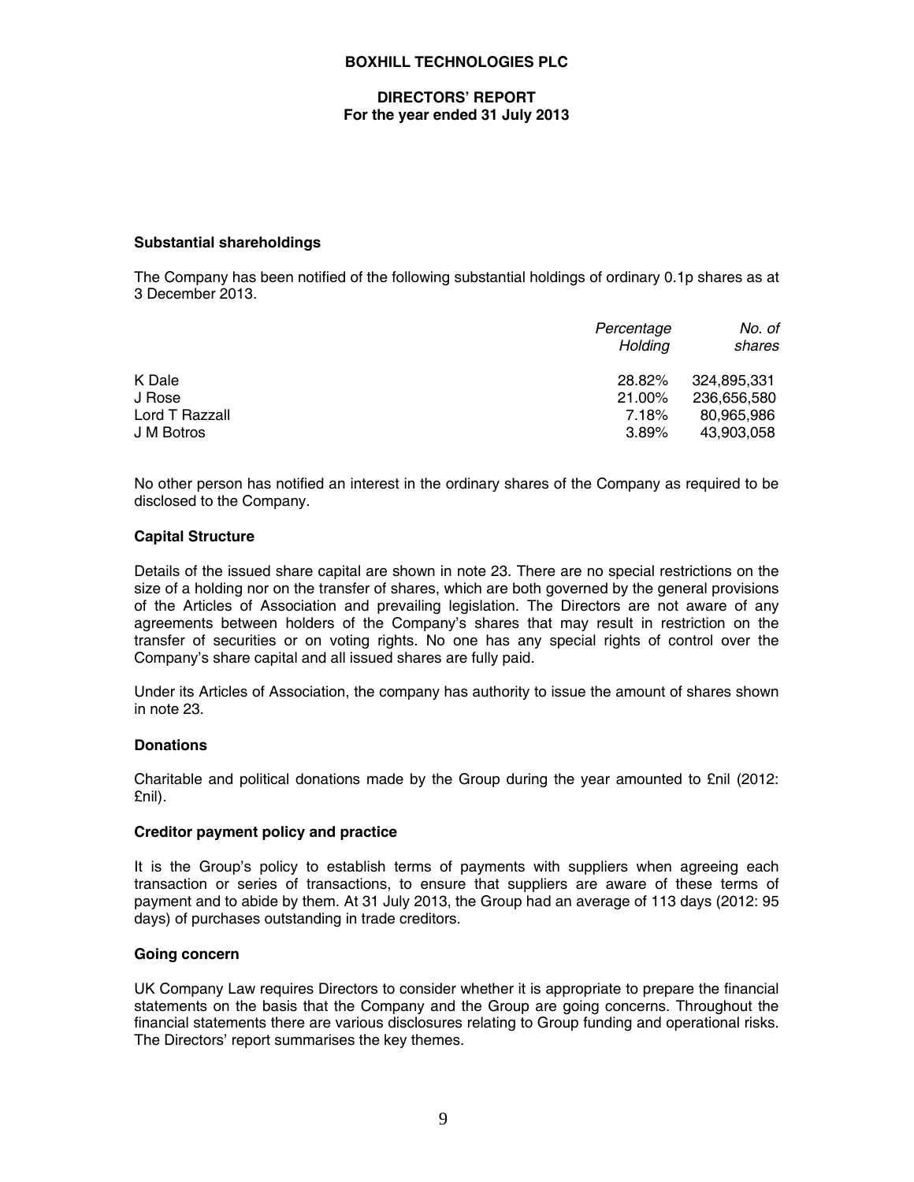### Substantial shareholdings

The Company has been notified of the following substantial holdings of ordinary 0.1p shares as at 3 December 2013.

| | *Percentage Holding* | *No. of shares* |
|---|---|---|
| K Dale | 28.82% | 324,895,331 |
| J Rose | 21.00% | 236,656,580 |
| Lord T Razzall | 7.18% | 80,965,986 |
| J M Botros | 3.89% | 43,903,058 |

No other person has notified an interest in the ordinary shares of the Company as required to be disclosed to the Company.

### Capital Structure

Details of the issued share capital are shown in note 23. There are no special restrictions on the size of a holding nor on the transfer of shares, which are both governed by the general provisions of the Articles of Association and prevailing legislation. The Directors are not aware of any agreements between holders of the Company's shares that may result in restriction on the transfer of securities or on voting rights. No one has any special rights of control over the Company's share capital and all issued shares are fully paid.

Under its Articles of Association, the company has authority to issue the amount of shares shown in note 23.

### Donations

Charitable and political donations made by the Group during the year amounted to £nil (2012: £nil).

### Creditor payment policy and practice

It is the Group's policy to establish terms of payments with suppliers when agreeing each transaction or series of transactions, to ensure that suppliers are aware of these terms of payment and to abide by them. At 31 July 2013, the Group had an average of 113 days (2012: 95 days) of purchases outstanding in trade creditors.

### Going concern

UK Company Law requires Directors to consider whether it is appropriate to prepare the financial statements on the basis that the Company and the Group are going concerns. Throughout the financial statements there are various disclosures relating to Group funding and operational risks. The Directors' report summarises the key themes.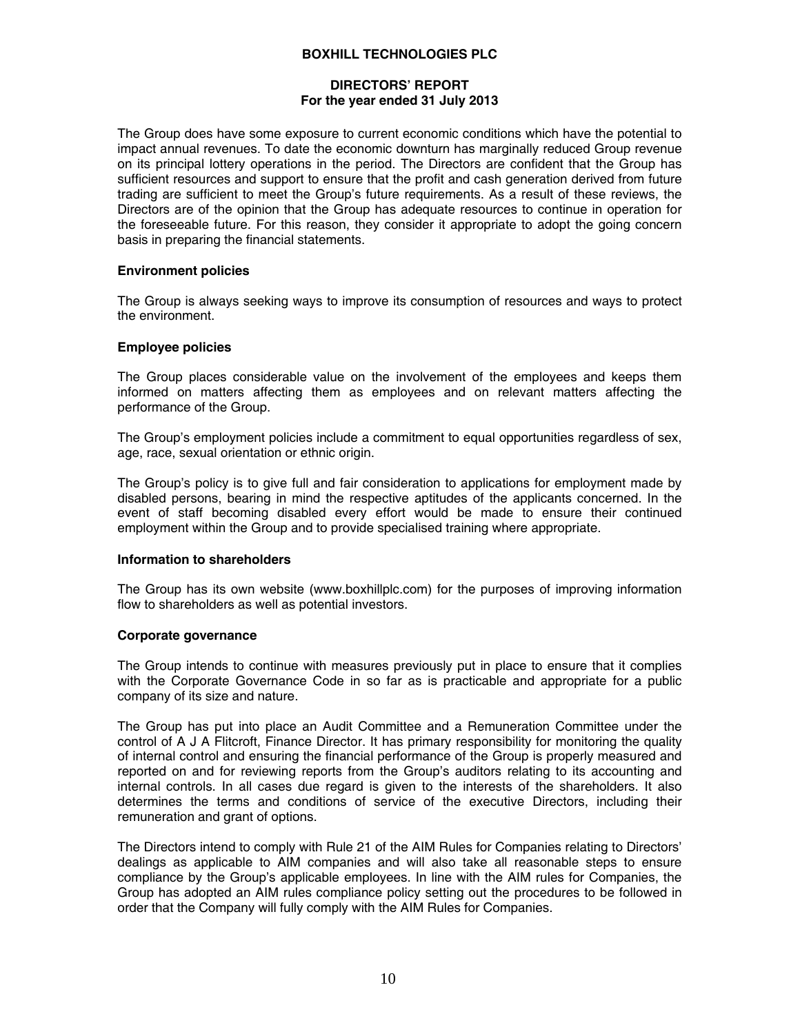The Group does have some exposure to current economic conditions which have the potential to impact annual revenues. To date the economic downturn has marginally reduced Group revenue on its principal lottery operations in the period. The Directors are confident that the Group has sufficient resources and support to ensure that the profit and cash generation derived from future trading are sufficient to meet the Group's future requirements. As a result of these reviews, the Directors are of the opinion that the Group has adequate resources to continue in operation for the foreseeable future. For this reason, they consider it appropriate to adopt the going concern basis in preparing the financial statements.

### Environment policies

The Group is always seeking ways to improve its consumption of resources and ways to protect the environment.

### Employee policies

The Group places considerable value on the involvement of the employees and keeps them informed on matters affecting them as employees and on relevant matters affecting the performance of the Group.

The Group's employment policies include a commitment to equal opportunities regardless of sex, age, race, sexual orientation or ethnic origin.

The Group's policy is to give full and fair consideration to applications for employment made by disabled persons, bearing in mind the respective aptitudes of the applicants concerned. In the event of staff becoming disabled every effort would be made to ensure their continued employment within the Group and to provide specialised training where appropriate.

### Information to shareholders

The Group has its own website (www.boxhillplc.com) for the purposes of improving information flow to shareholders as well as potential investors.

### Corporate governance

The Group intends to continue with measures previously put in place to ensure that it complies with the Corporate Governance Code in so far as is practicable and appropriate for a public company of its size and nature.

The Group has put into place an Audit Committee and a Remuneration Committee under the control of A J A Flitcroft, Finance Director. It has primary responsibility for monitoring the quality of internal control and ensuring the financial performance of the Group is properly measured and reported on and for reviewing reports from the Group's auditors relating to its accounting and internal controls. In all cases due regard is given to the interests of the shareholders. It also determines the terms and conditions of service of the executive Directors, including their remuneration and grant of options.

The Directors intend to comply with Rule 21 of the AIM Rules for Companies relating to Directors' dealings as applicable to AIM companies and will also take all reasonable steps to ensure compliance by the Group's applicable employees. In line with the AIM rules for Companies, the Group has adopted an AIM rules compliance policy setting out the procedures to be followed in order that the Company will fully comply with the AIM Rules for Companies.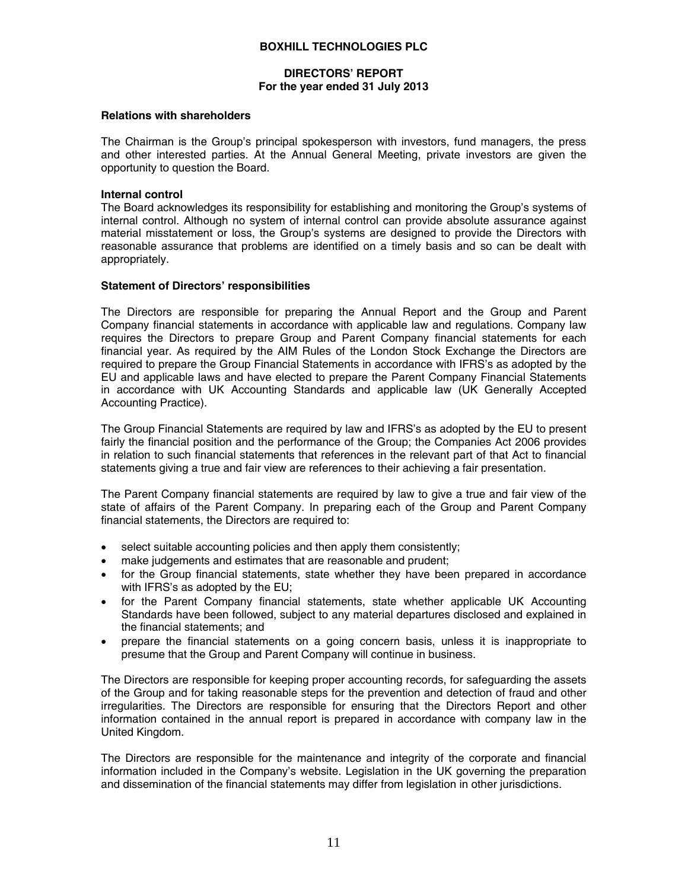**Relations with shareholders**

The Chairman is the Group's principal spokesperson with investors, fund managers, the press and other interested parties. At the Annual General Meeting, private investors are given the opportunity to question the Board.

**Internal control**

The Board acknowledges its responsibility for establishing and monitoring the Group's systems of internal control. Although no system of internal control can provide absolute assurance against material misstatement or loss, the Group's systems are designed to provide the Directors with reasonable assurance that problems are identified on a timely basis and so can be dealt with appropriately.

**Statement of Directors' responsibilities**

The Directors are responsible for preparing the Annual Report and the Group and Parent Company financial statements in accordance with applicable law and regulations. Company law requires the Directors to prepare Group and Parent Company financial statements for each financial year. As required by the AIM Rules of the London Stock Exchange the Directors are required to prepare the Group Financial Statements in accordance with IFRS's as adopted by the EU and applicable laws and have elected to prepare the Parent Company Financial Statements in accordance with UK Accounting Standards and applicable law (UK Generally Accepted Accounting Practice).

The Group Financial Statements are required by law and IFRS's as adopted by the EU to present fairly the financial position and the performance of the Group; the Companies Act 2006 provides in relation to such financial statements that references in the relevant part of that Act to financial statements giving a true and fair view are references to their achieving a fair presentation.

The Parent Company financial statements are required by law to give a true and fair view of the state of affairs of the Parent Company. In preparing each of the Group and Parent Company financial statements, the Directors are required to:

- select suitable accounting policies and then apply them consistently;
- make judgements and estimates that are reasonable and prudent;
- for the Group financial statements, state whether they have been prepared in accordance with IFRS's as adopted by the EU;
- for the Parent Company financial statements, state whether applicable UK Accounting Standards have been followed, subject to any material departures disclosed and explained in the financial statements; and
- prepare the financial statements on a going concern basis, unless it is inappropriate to presume that the Group and Parent Company will continue in business.

The Directors are responsible for keeping proper accounting records, for safeguarding the assets of the Group and for taking reasonable steps for the prevention and detection of fraud and other irregularities. The Directors are responsible for ensuring that the Directors Report and other information contained in the annual report is prepared in accordance with company law in the United Kingdom.

The Directors are responsible for the maintenance and integrity of the corporate and financial information included in the Company's website. Legislation in the UK governing the preparation and dissemination of the financial statements may differ from legislation in other jurisdictions.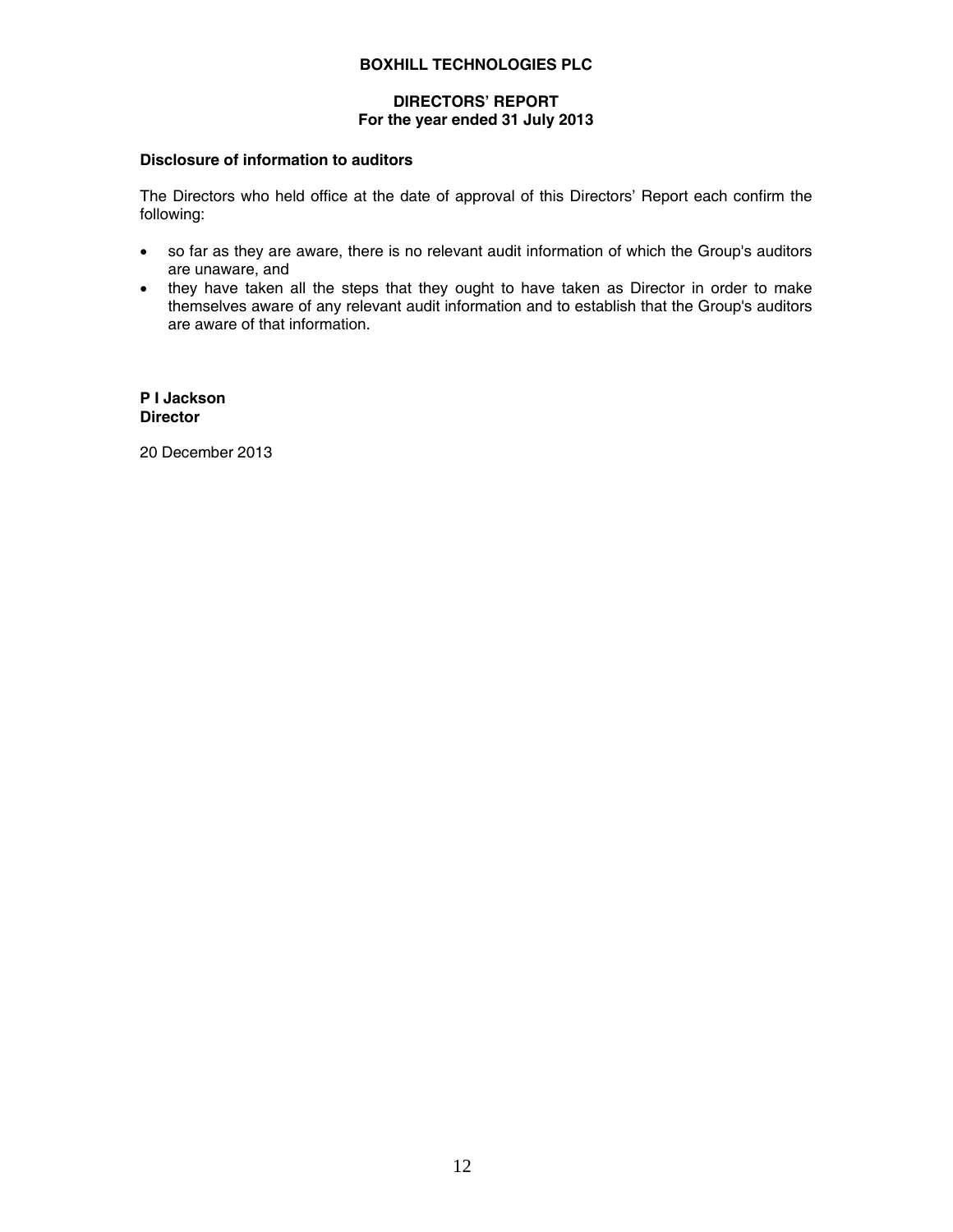**BOXHILL TECHNOLOGIES PLC**

**DIRECTORS' REPORT**
**For the year ended 31 July 2013**

### Disclosure of information to auditors

The Directors who held office at the date of approval of this Directors' Report each confirm the following:

- so far as they are aware, there is no relevant audit information of which the Group's auditors are unaware, and
- they have taken all the steps that they ought to have taken as Director in order to make themselves aware of any relevant audit information and to establish that the Group's auditors are aware of that information.

**P I Jackson**
**Director**

20 December 2013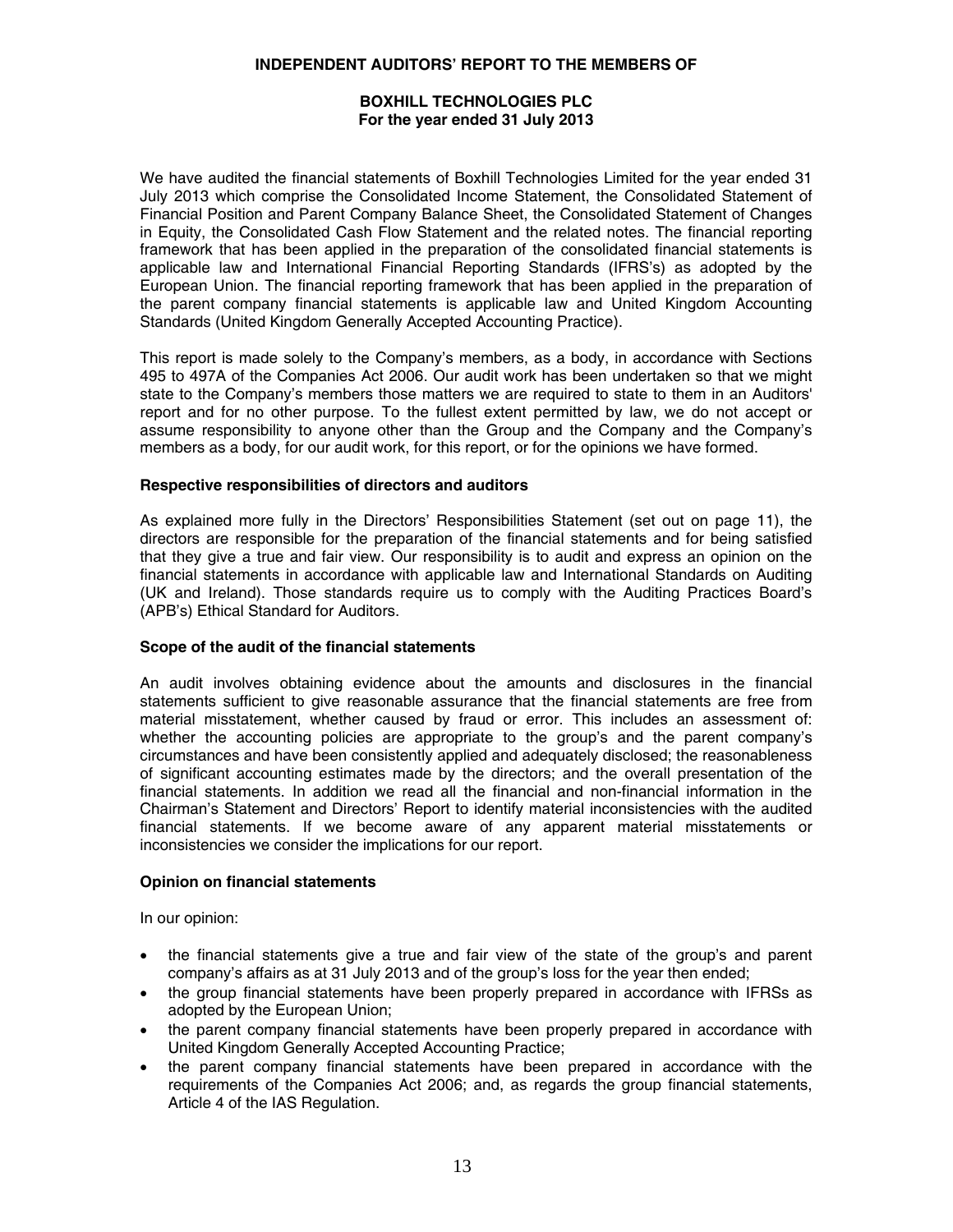# INDEPENDENT AUDITORS' REPORT TO THE MEMBERS OF

## BOXHILL TECHNOLOGIES PLC
**For the year ended 31 July 2013**

We have audited the financial statements of Boxhill Technologies Limited for the year ended 31 July 2013 which comprise the Consolidated Income Statement, the Consolidated Statement of Financial Position and Parent Company Balance Sheet, the Consolidated Statement of Changes in Equity, the Consolidated Cash Flow Statement and the related notes. The financial reporting framework that has been applied in the preparation of the consolidated financial statements is applicable law and International Financial Reporting Standards (IFRS's) as adopted by the European Union. The financial reporting framework that has been applied in the preparation of the parent company financial statements is applicable law and United Kingdom Accounting Standards (United Kingdom Generally Accepted Accounting Practice).

This report is made solely to the Company's members, as a body, in accordance with Sections 495 to 497A of the Companies Act 2006. Our audit work has been undertaken so that we might state to the Company's members those matters we are required to state to them in an Auditors' report and for no other purpose. To the fullest extent permitted by law, we do not accept or assume responsibility to anyone other than the Group and the Company and the Company's members as a body, for our audit work, for this report, or for the opinions we have formed.

### Respective responsibilities of directors and auditors

As explained more fully in the Directors' Responsibilities Statement (set out on page 11), the directors are responsible for the preparation of the financial statements and for being satisfied that they give a true and fair view. Our responsibility is to audit and express an opinion on the financial statements in accordance with applicable law and International Standards on Auditing (UK and Ireland). Those standards require us to comply with the Auditing Practices Board's (APB's) Ethical Standard for Auditors.

### Scope of the audit of the financial statements

An audit involves obtaining evidence about the amounts and disclosures in the financial statements sufficient to give reasonable assurance that the financial statements are free from material misstatement, whether caused by fraud or error. This includes an assessment of: whether the accounting policies are appropriate to the group's and the parent company's circumstances and have been consistently applied and adequately disclosed; the reasonableness of significant accounting estimates made by the directors; and the overall presentation of the financial statements. In addition we read all the financial and non-financial information in the Chairman's Statement and Directors' Report to identify material inconsistencies with the audited financial statements. If we become aware of any apparent material misstatements or inconsistencies we consider the implications for our report.

### Opinion on financial statements

In our opinion:

- the financial statements give a true and fair view of the state of the group's and parent company's affairs as at 31 July 2013 and of the group's loss for the year then ended;
- the group financial statements have been properly prepared in accordance with IFRSs as adopted by the European Union;
- the parent company financial statements have been properly prepared in accordance with United Kingdom Generally Accepted Accounting Practice;
- the parent company financial statements have been prepared in accordance with the requirements of the Companies Act 2006; and, as regards the group financial statements, Article 4 of the IAS Regulation.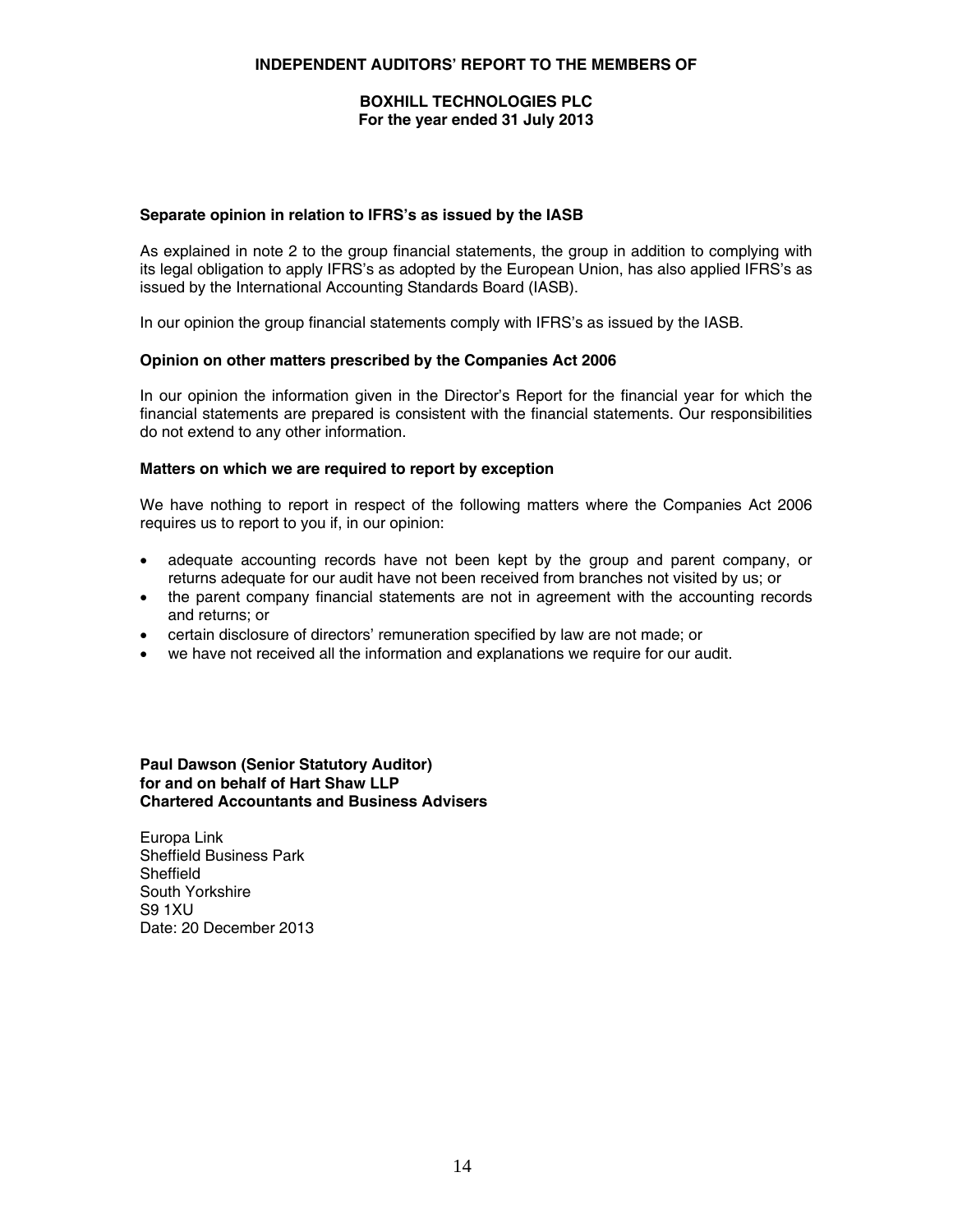**INDEPENDENT AUDITORS' REPORT TO THE MEMBERS OF**

**BOXHILL TECHNOLOGIES PLC**
**For the year ended 31 July 2013**

### Separate opinion in relation to IFRS's as issued by the IASB

As explained in note 2 to the group financial statements, the group in addition to complying with its legal obligation to apply IFRS's as adopted by the European Union, has also applied IFRS's as issued by the International Accounting Standards Board (IASB).

In our opinion the group financial statements comply with IFRS's as issued by the IASB.

### Opinion on other matters prescribed by the Companies Act 2006

In our opinion the information given in the Director's Report for the financial year for which the financial statements are prepared is consistent with the financial statements. Our responsibilities do not extend to any other information.

### Matters on which we are required to report by exception

We have nothing to report in respect of the following matters where the Companies Act 2006 requires us to report to you if, in our opinion:

- adequate accounting records have not been kept by the group and parent company, or returns adequate for our audit have not been received from branches not visited by us; or
- the parent company financial statements are not in agreement with the accounting records and returns; or
- certain disclosure of directors' remuneration specified by law are not made; or
- we have not received all the information and explanations we require for our audit.

**Paul Dawson (Senior Statutory Auditor)**
**for and on behalf of Hart Shaw LLP**
**Chartered Accountants and Business Advisers**

Europa Link
Sheffield Business Park
Sheffield
South Yorkshire
S9 1XU
Date: 20 December 2013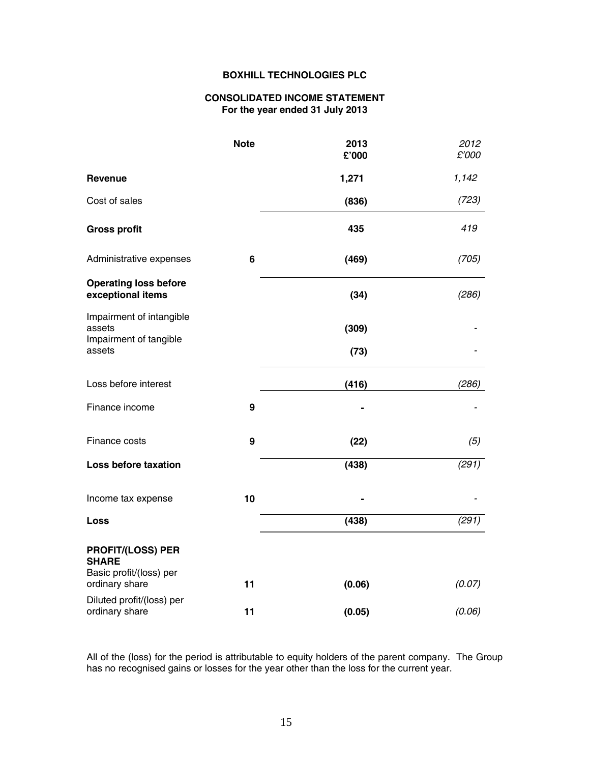**BOXHILL TECHNOLOGIES PLC**

**CONSOLIDATED INCOME STATEMENT**
**For the year ended 31 July 2013**

| | Note | 2013 £'000 | *2012 £'000* |
|---|---|---|---|
| **Revenue** | | **1,271** | *1,142* |
| Cost of sales | | **(836)** | *(723)* |
| **Gross profit** | | **435** | *419* |
| Administrative expenses | **6** | **(469)** | *(705)* |
| **Operating loss before exceptional items** | | **(34)** | *(286)* |
| Impairment of intangible assets | | **(309)** | - |
| Impairment of tangible assets | | **(73)** | - |
| Loss before interest | | **(416)** | *(286)* |
| Finance income | **9** | **-** | - |
| Finance costs | **9** | **(22)** | *(5)* |
| **Loss before taxation** | | **(438)** | *(291)* |
| Income tax expense | **10** | **-** | - |
| **Loss** | | **(438)** | *(291)* |
| **PROFIT/(LOSS) PER SHARE** | | | |
| Basic profit/(loss) per ordinary share | **11** | **(0.06)** | *(0.07)* |
| Diluted profit/(loss) per ordinary share | **11** | **(0.05)** | *(0.06)* |

All of the (loss) for the period is attributable to equity holders of the parent company. The Group has no recognised gains or losses for the year other than the loss for the current year.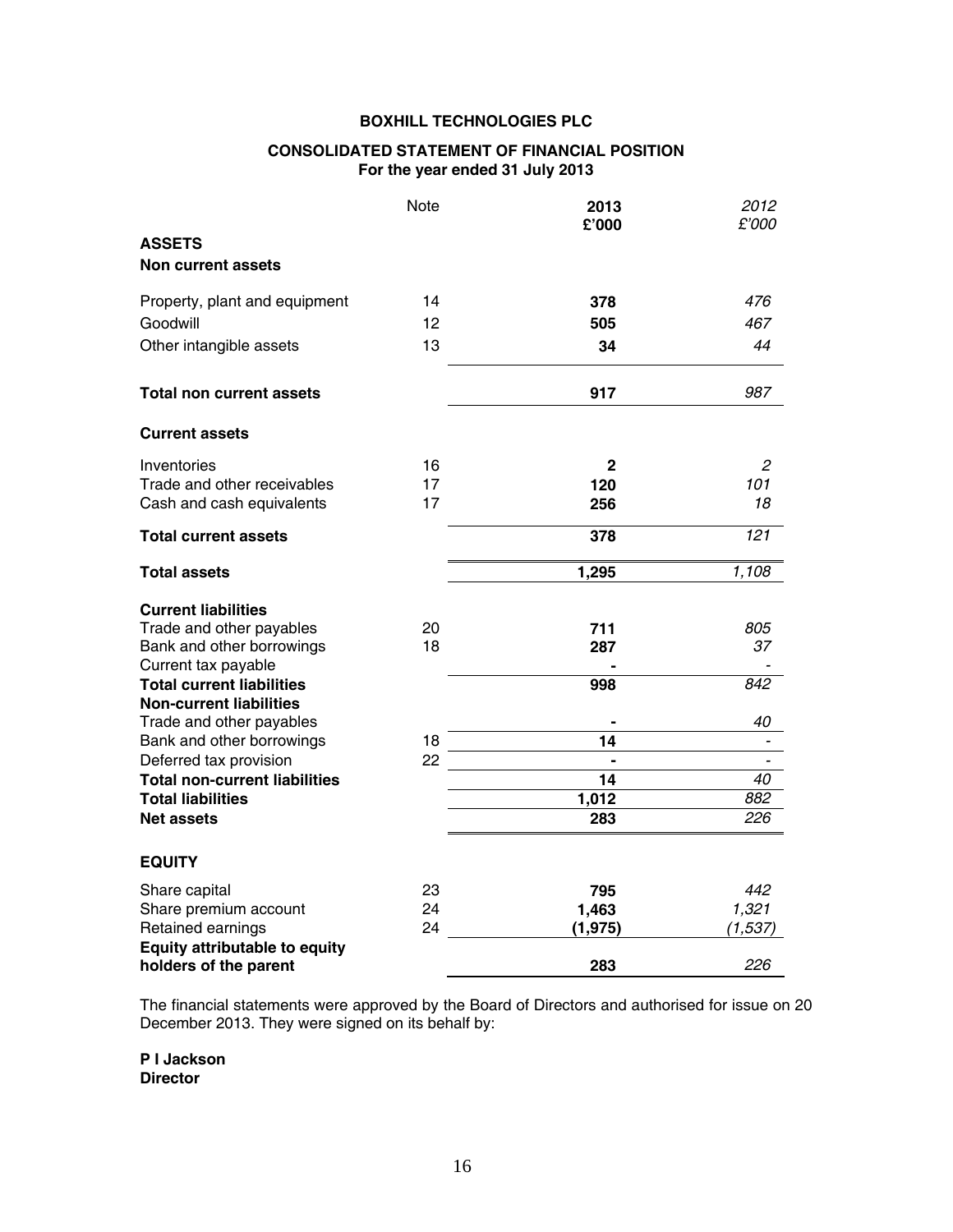**BOXHILL TECHNOLOGIES PLC**

**CONSOLIDATED STATEMENT OF FINANCIAL POSITION**
**For the year ended 31 July 2013**

| | Note | 2013 £'000 | *2012 £'000* |
|---|---|---|---|
| **ASSETS** | | | |
| **Non current assets** | | | |
| Property, plant and equipment | 14 | **378** | *476* |
| Goodwill | 12 | **505** | *467* |
| Other intangible assets | 13 | **34** | *44* |
| **Total non current assets** | | **917** | *987* |
| **Current assets** | | | |
| Inventories | 16 | **2** | *2* |
| Trade and other receivables | 17 | **120** | *101* |
| Cash and cash equivalents | 17 | **256** | *18* |
| **Total current assets** | | **378** | *121* |
| **Total assets** | | **1,295** | *1,108* |
| **Current liabilities** | | | |
| Trade and other payables | 20 | **711** | *805* |
| Bank and other borrowings | 18 | **287** | *37* |
| Current tax payable | | **-** | *-* |
| **Total current liabilities** | | **998** | *842* |
| **Non-current liabilities** | | | |
| Trade and other payables | | **-** | *40* |
| Bank and other borrowings | 18 | **14** | *-* |
| Deferred tax provision | 22 | **-** | *-* |
| **Total non-current liabilities** | | **14** | *40* |
| **Total liabilities** | | **1,012** | *882* |
| **Net assets** | | **283** | *226* |
| **EQUITY** | | | |
| Share capital | 23 | **795** | *442* |
| Share premium account | 24 | **1,463** | *1,321* |
| Retained earnings | 24 | **(1,975)** | *(1,537)* |
| **Equity attributable to equity holders of the parent** | | **283** | *226* |

The financial statements were approved by the Board of Directors and authorised for issue on 20 December 2013. They were signed on its behalf by:

**P I Jackson**
**Director**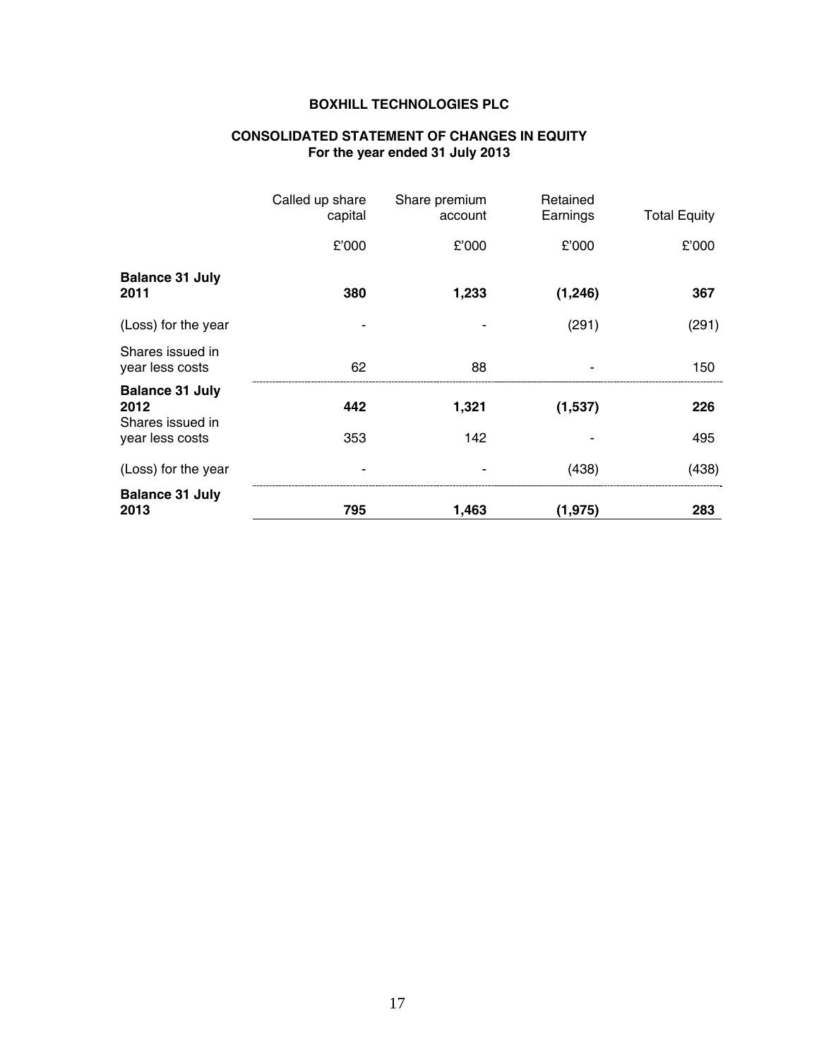# BOXHILL TECHNOLOGIES PLC

## CONSOLIDATED STATEMENT OF CHANGES IN EQUITY
### For the year ended 31 July 2013

| | Called up share capital | Share premium account | Retained Earnings | Total Equity |
|---|---|---|---|---|
| | £'000 | £'000 | £'000 | £'000 |
| **Balance 31 July 2011** | **380** | **1,233** | **(1,246)** | **367** |
| (Loss) for the year | - | - | (291) | (291) |
| Shares issued in year less costs | 62 | 88 | - | 150 |
| **Balance 31 July 2012** | **442** | **1,321** | **(1,537)** | **226** |
| Shares issued in year less costs | 353 | 142 | - | 495 |
| (Loss) for the year | - | - | (438) | (438) |
| **Balance 31 July 2013** | **795** | **1,463** | **(1,975)** | **283** |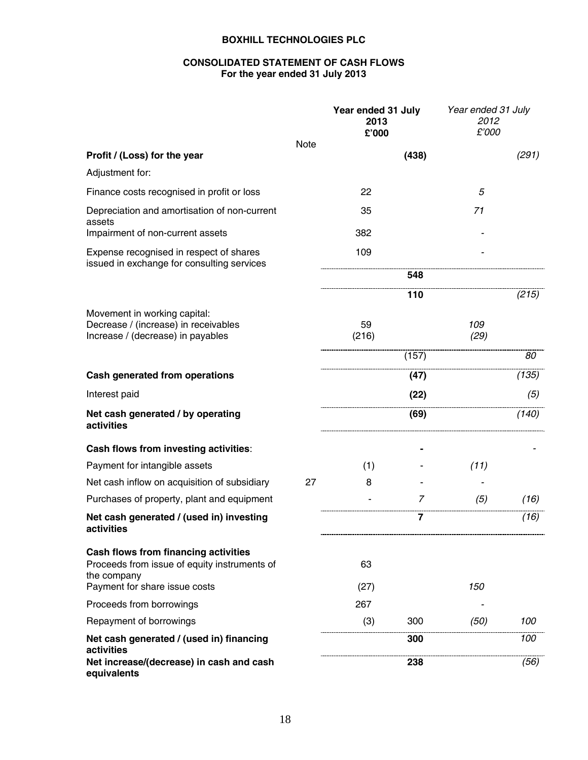**BOXHILL TECHNOLOGIES PLC**

**CONSOLIDATED STATEMENT OF CASH FLOWS**
**For the year ended 31 July 2013**

| | Note | **Year ended 31 July 2013 £'000** | | *Year ended 31 July 2012 £'000* | |
|---|---|---|---|---|---|
| **Profit / (Loss) for the year** | | | **(438)** | | *(291)* |
| Adjustment for: | | | | | |
| Finance costs recognised in profit or loss | | 22 | | *5* | |
| Depreciation and amortisation of non-current assets | | 35 | | *71* | |
| Impairment of non-current assets | | 382 | | *-* | |
| Expense recognised in respect of shares issued in exchange for consulting services | | 109 | | *-* | |
| | | | **548** | | |
| | | | **110** | | *(215)* |
| Movement in working capital: | | | | | |
| Decrease / (increase) in receivables | | 59 | | *109* | |
| Increase / (decrease) in payables | | (216) | | *(29)* | |
| | | | (157) | | *80* |
| **Cash generated from operations** | | | **(47)** | | *(135)* |
| Interest paid | | | **(22)** | | *(5)* |
| **Net cash generated / by operating activities** | | | **(69)** | | *(140)* |
| **Cash flows from investing activities**: | | | **-** | | *-* |
| Payment for intangible assets | | (1) | - | *(11)* | |
| Net cash inflow on acquisition of subsidiary | 27 | 8 | - | *-* | |
| Purchases of property, plant and equipment | | - | *7* | *(5)* | *(16)* |
| **Net cash generated / (used in) investing activities** | | | **7** | | *(16)* |
| **Cash flows from financing activities** | | | | | |
| Proceeds from issue of equity instruments of the company | | 63 | | | |
| Payment for share issue costs | | (27) | | *150* | |
| Proceeds from borrowings | | 267 | | *-* | |
| Repayment of borrowings | | (3) | 300 | *(50)* | *100* |
| **Net cash generated / (used in) financing activities** | | | **300** | | *100* |
| **Net increase/(decrease) in cash and cash equivalents** | | | **238** | | *(56)* |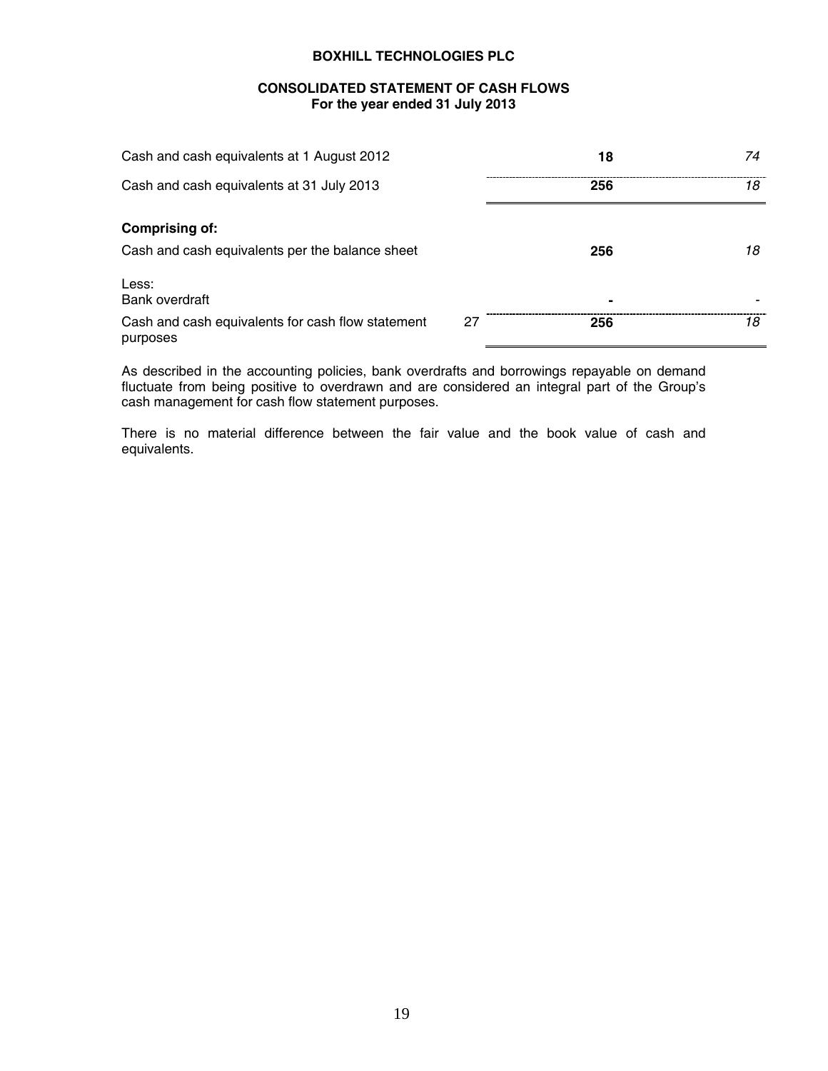**BOXHILL TECHNOLOGIES PLC**

**CONSOLIDATED STATEMENT OF CASH FLOWS**
**For the year ended 31 July 2013**

| | | | |
|---|---|---|---|
| Cash and cash equivalents at 1 August 2012 | | **18** | *74* |
| Cash and cash equivalents at 31 July 2013 | | **256** | *18* |
| **Comprising of:** | | | |
| Cash and cash equivalents per the balance sheet | | **256** | *18* |
| Less:<br>Bank overdraft | | **-** | - |
| Cash and cash equivalents for cash flow statement purposes | 27 | **256** | *18* |

As described in the accounting policies, bank overdrafts and borrowings repayable on demand fluctuate from being positive to overdrawn and are considered an integral part of the Group's cash management for cash flow statement purposes.

There is no material difference between the fair value and the book value of cash and equivalents.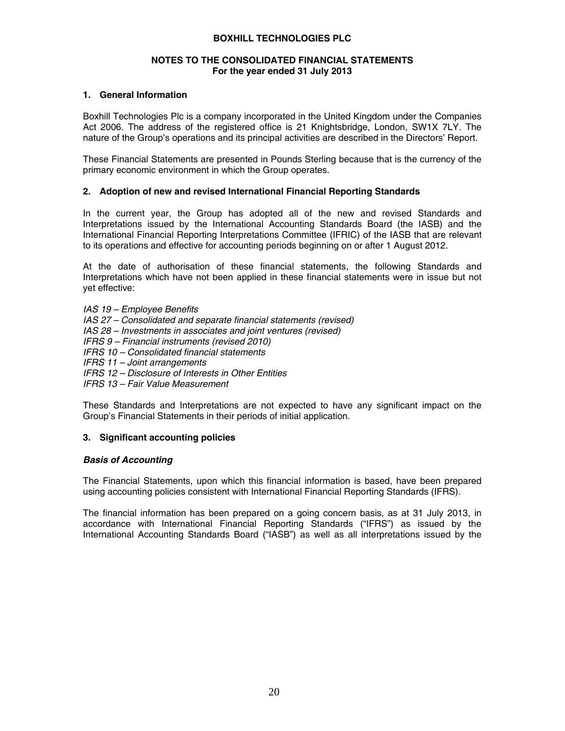# BOXHILL TECHNOLOGIES PLC

## NOTES TO THE CONSOLIDATED FINANCIAL STATEMENTS
**For the year ended 31 July 2013**

### 1. General Information

Boxhill Technologies Plc is a company incorporated in the United Kingdom under the Companies Act 2006. The address of the registered office is 21 Knightsbridge, London, SW1X 7LY. The nature of the Group's operations and its principal activities are described in the Directors' Report.

These Financial Statements are presented in Pounds Sterling because that is the currency of the primary economic environment in which the Group operates.

### 2. Adoption of new and revised International Financial Reporting Standards

In the current year, the Group has adopted all of the new and revised Standards and Interpretations issued by the International Accounting Standards Board (the IASB) and the International Financial Reporting Interpretations Committee (IFRIC) of the IASB that are relevant to its operations and effective for accounting periods beginning on or after 1 August 2012.

At the date of authorisation of these financial statements, the following Standards and Interpretations which have not been applied in these financial statements were in issue but not yet effective:

*IAS 19 – Employee Benefits*
*IAS 27 – Consolidated and separate financial statements (revised)*
*IAS 28 – Investments in associates and joint ventures (revised)*
*IFRS 9 – Financial instruments (revised 2010)*
*IFRS 10 – Consolidated financial statements*
*IFRS 11 – Joint arrangements*
*IFRS 12 – Disclosure of Interests in Other Entities*
*IFRS 13 – Fair Value Measurement*

These Standards and Interpretations are not expected to have any significant impact on the Group's Financial Statements in their periods of initial application.

### 3. Significant accounting policies

***Basis of Accounting***

The Financial Statements, upon which this financial information is based, have been prepared using accounting policies consistent with International Financial Reporting Standards (IFRS).

The financial information has been prepared on a going concern basis, as at 31 July 2013, in accordance with International Financial Reporting Standards ("IFRS") as issued by the International Accounting Standards Board ("IASB") as well as all interpretations issued by the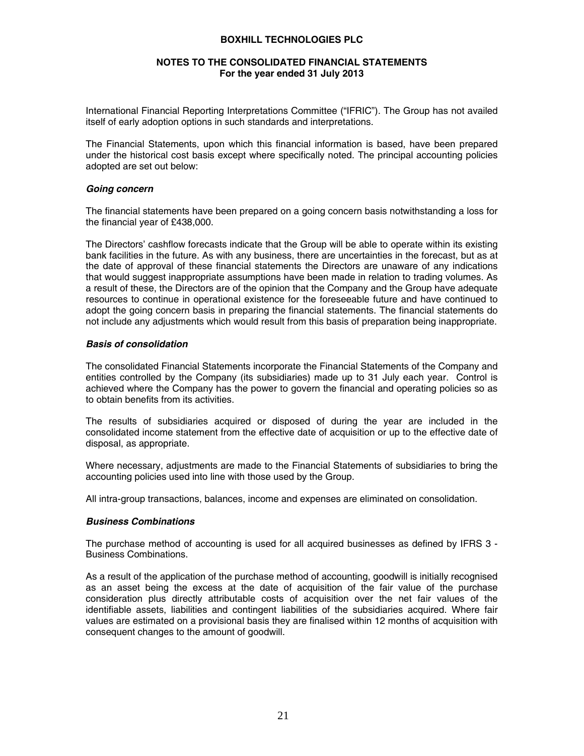International Financial Reporting Interpretations Committee ("IFRIC"). The Group has not availed itself of early adoption options in such standards and interpretations.

The Financial Statements, upon which this financial information is based, have been prepared under the historical cost basis except where specifically noted. The principal accounting policies adopted are set out below:

***Going concern***

The financial statements have been prepared on a going concern basis notwithstanding a loss for the financial year of £438,000.

The Directors' cashflow forecasts indicate that the Group will be able to operate within its existing bank facilities in the future. As with any business, there are uncertainties in the forecast, but as at the date of approval of these financial statements the Directors are unaware of any indications that would suggest inappropriate assumptions have been made in relation to trading volumes. As a result of these, the Directors are of the opinion that the Company and the Group have adequate resources to continue in operational existence for the foreseeable future and have continued to adopt the going concern basis in preparing the financial statements. The financial statements do not include any adjustments which would result from this basis of preparation being inappropriate.

***Basis of consolidation***

The consolidated Financial Statements incorporate the Financial Statements of the Company and entities controlled by the Company (its subsidiaries) made up to 31 July each year. Control is achieved where the Company has the power to govern the financial and operating policies so as to obtain benefits from its activities.

The results of subsidiaries acquired or disposed of during the year are included in the consolidated income statement from the effective date of acquisition or up to the effective date of disposal, as appropriate.

Where necessary, adjustments are made to the Financial Statements of subsidiaries to bring the accounting policies used into line with those used by the Group.

All intra-group transactions, balances, income and expenses are eliminated on consolidation.

***Business Combinations***

The purchase method of accounting is used for all acquired businesses as defined by IFRS 3 - Business Combinations.

As a result of the application of the purchase method of accounting, goodwill is initially recognised as an asset being the excess at the date of acquisition of the fair value of the purchase consideration plus directly attributable costs of acquisition over the net fair values of the identifiable assets, liabilities and contingent liabilities of the subsidiaries acquired. Where fair values are estimated on a provisional basis they are finalised within 12 months of acquisition with consequent changes to the amount of goodwill.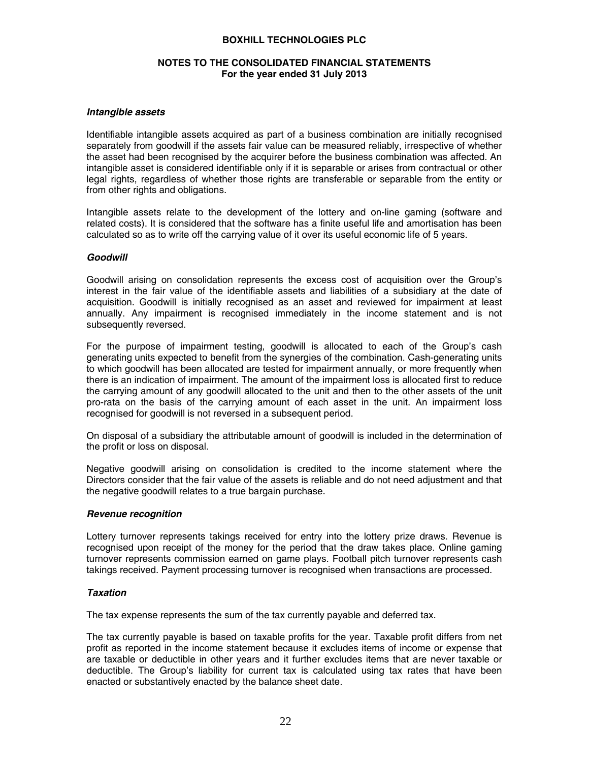***Intangible assets***

Identifiable intangible assets acquired as part of a business combination are initially recognised separately from goodwill if the assets fair value can be measured reliably, irrespective of whether the asset had been recognised by the acquirer before the business combination was affected. An intangible asset is considered identifiable only if it is separable or arises from contractual or other legal rights, regardless of whether those rights are transferable or separable from the entity or from other rights and obligations.

Intangible assets relate to the development of the lottery and on-line gaming (software and related costs). It is considered that the software has a finite useful life and amortisation has been calculated so as to write off the carrying value of it over its useful economic life of 5 years.

***Goodwill***

Goodwill arising on consolidation represents the excess cost of acquisition over the Group's interest in the fair value of the identifiable assets and liabilities of a subsidiary at the date of acquisition. Goodwill is initially recognised as an asset and reviewed for impairment at least annually. Any impairment is recognised immediately in the income statement and is not subsequently reversed.

For the purpose of impairment testing, goodwill is allocated to each of the Group's cash generating units expected to benefit from the synergies of the combination. Cash-generating units to which goodwill has been allocated are tested for impairment annually, or more frequently when there is an indication of impairment. The amount of the impairment loss is allocated first to reduce the carrying amount of any goodwill allocated to the unit and then to the other assets of the unit pro-rata on the basis of the carrying amount of each asset in the unit. An impairment loss recognised for goodwill is not reversed in a subsequent period.

On disposal of a subsidiary the attributable amount of goodwill is included in the determination of the profit or loss on disposal.

Negative goodwill arising on consolidation is credited to the income statement where the Directors consider that the fair value of the assets is reliable and do not need adjustment and that the negative goodwill relates to a true bargain purchase.

***Revenue recognition***

Lottery turnover represents takings received for entry into the lottery prize draws. Revenue is recognised upon receipt of the money for the period that the draw takes place. Online gaming turnover represents commission earned on game plays. Football pitch turnover represents cash takings received. Payment processing turnover is recognised when transactions are processed.

***Taxation***

The tax expense represents the sum of the tax currently payable and deferred tax.

The tax currently payable is based on taxable profits for the year. Taxable profit differs from net profit as reported in the income statement because it excludes items of income or expense that are taxable or deductible in other years and it further excludes items that are never taxable or deductible. The Group's liability for current tax is calculated using tax rates that have been enacted or substantively enacted by the balance sheet date.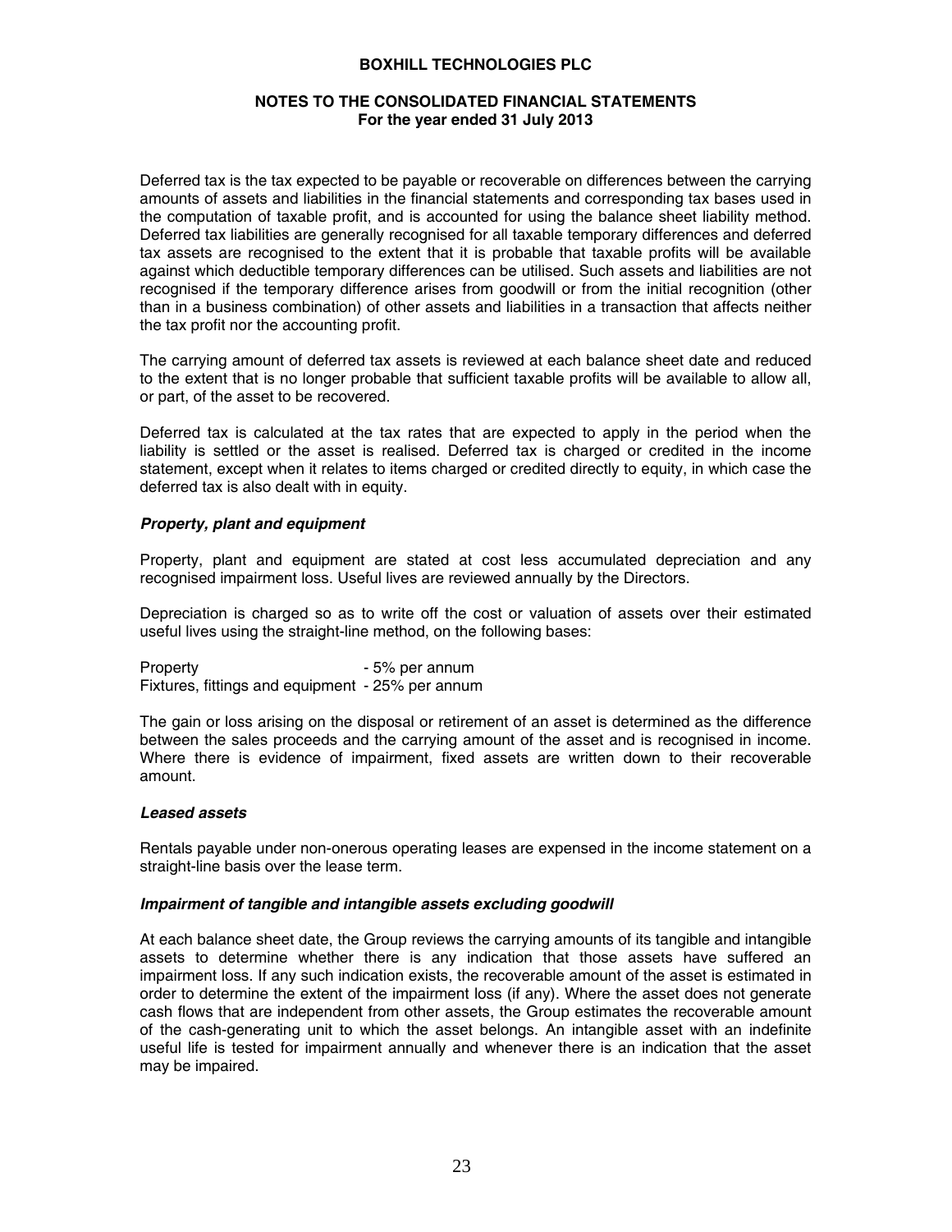Deferred tax is the tax expected to be payable or recoverable on differences between the carrying amounts of assets and liabilities in the financial statements and corresponding tax bases used in the computation of taxable profit, and is accounted for using the balance sheet liability method. Deferred tax liabilities are generally recognised for all taxable temporary differences and deferred tax assets are recognised to the extent that it is probable that taxable profits will be available against which deductible temporary differences can be utilised. Such assets and liabilities are not recognised if the temporary difference arises from goodwill or from the initial recognition (other than in a business combination) of other assets and liabilities in a transaction that affects neither the tax profit nor the accounting profit.

The carrying amount of deferred tax assets is reviewed at each balance sheet date and reduced to the extent that is no longer probable that sufficient taxable profits will be available to allow all, or part, of the asset to be recovered.

Deferred tax is calculated at the tax rates that are expected to apply in the period when the liability is settled or the asset is realised. Deferred tax is charged or credited in the income statement, except when it relates to items charged or credited directly to equity, in which case the deferred tax is also dealt with in equity.

***Property, plant and equipment***

Property, plant and equipment are stated at cost less accumulated depreciation and any recognised impairment loss. Useful lives are reviewed annually by the Directors.

Depreciation is charged so as to write off the cost or valuation of assets over their estimated useful lives using the straight-line method, on the following bases:

Property - 5% per annum
Fixtures, fittings and equipment - 25% per annum

The gain or loss arising on the disposal or retirement of an asset is determined as the difference between the sales proceeds and the carrying amount of the asset and is recognised in income. Where there is evidence of impairment, fixed assets are written down to their recoverable amount.

***Leased assets***

Rentals payable under non-onerous operating leases are expensed in the income statement on a straight-line basis over the lease term.

***Impairment of tangible and intangible assets excluding goodwill***

At each balance sheet date, the Group reviews the carrying amounts of its tangible and intangible assets to determine whether there is any indication that those assets have suffered an impairment loss. If any such indication exists, the recoverable amount of the asset is estimated in order to determine the extent of the impairment loss (if any). Where the asset does not generate cash flows that are independent from other assets, the Group estimates the recoverable amount of the cash-generating unit to which the asset belongs. An intangible asset with an indefinite useful life is tested for impairment annually and whenever there is an indication that the asset may be impaired.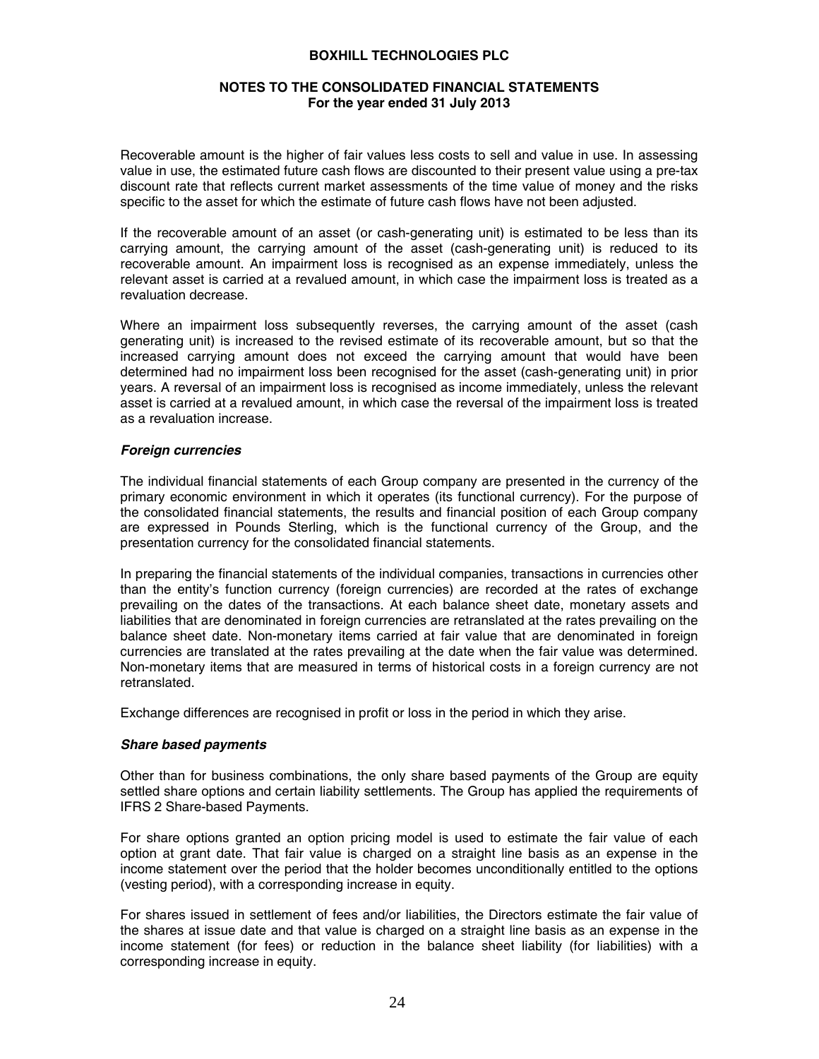Recoverable amount is the higher of fair values less costs to sell and value in use. In assessing value in use, the estimated future cash flows are discounted to their present value using a pre-tax discount rate that reflects current market assessments of the time value of money and the risks specific to the asset for which the estimate of future cash flows have not been adjusted.

If the recoverable amount of an asset (or cash-generating unit) is estimated to be less than its carrying amount, the carrying amount of the asset (cash-generating unit) is reduced to its recoverable amount. An impairment loss is recognised as an expense immediately, unless the relevant asset is carried at a revalued amount, in which case the impairment loss is treated as a revaluation decrease.

Where an impairment loss subsequently reverses, the carrying amount of the asset (cash generating unit) is increased to the revised estimate of its recoverable amount, but so that the increased carrying amount does not exceed the carrying amount that would have been determined had no impairment loss been recognised for the asset (cash-generating unit) in prior years. A reversal of an impairment loss is recognised as income immediately, unless the relevant asset is carried at a revalued amount, in which case the reversal of the impairment loss is treated as a revaluation increase.

***Foreign currencies***

The individual financial statements of each Group company are presented in the currency of the primary economic environment in which it operates (its functional currency). For the purpose of the consolidated financial statements, the results and financial position of each Group company are expressed in Pounds Sterling, which is the functional currency of the Group, and the presentation currency for the consolidated financial statements.

In preparing the financial statements of the individual companies, transactions in currencies other than the entity's function currency (foreign currencies) are recorded at the rates of exchange prevailing on the dates of the transactions. At each balance sheet date, monetary assets and liabilities that are denominated in foreign currencies are retranslated at the rates prevailing on the balance sheet date. Non-monetary items carried at fair value that are denominated in foreign currencies are translated at the rates prevailing at the date when the fair value was determined. Non-monetary items that are measured in terms of historical costs in a foreign currency are not retranslated.

Exchange differences are recognised in profit or loss in the period in which they arise.

***Share based payments***

Other than for business combinations, the only share based payments of the Group are equity settled share options and certain liability settlements. The Group has applied the requirements of IFRS 2 Share-based Payments.

For share options granted an option pricing model is used to estimate the fair value of each option at grant date. That fair value is charged on a straight line basis as an expense in the income statement over the period that the holder becomes unconditionally entitled to the options (vesting period), with a corresponding increase in equity.

For shares issued in settlement of fees and/or liabilities, the Directors estimate the fair value of the shares at issue date and that value is charged on a straight line basis as an expense in the income statement (for fees) or reduction in the balance sheet liability (for liabilities) with a corresponding increase in equity.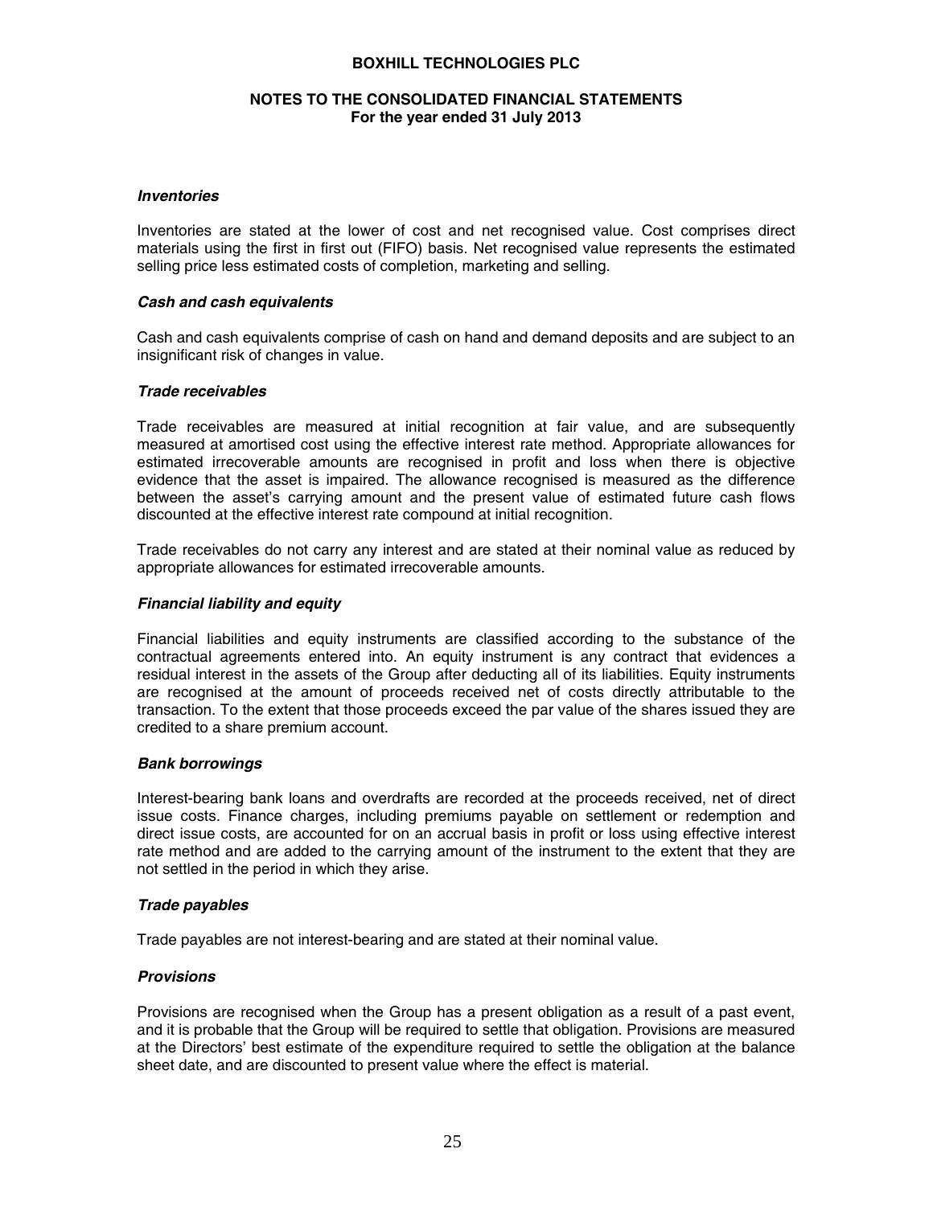### *Inventories*

Inventories are stated at the lower of cost and net recognised value. Cost comprises direct materials using the first in first out (FIFO) basis. Net recognised value represents the estimated selling price less estimated costs of completion, marketing and selling.

### *Cash and cash equivalents*

Cash and cash equivalents comprise of cash on hand and demand deposits and are subject to an insignificant risk of changes in value.

### *Trade receivables*

Trade receivables are measured at initial recognition at fair value, and are subsequently measured at amortised cost using the effective interest rate method. Appropriate allowances for estimated irrecoverable amounts are recognised in profit and loss when there is objective evidence that the asset is impaired. The allowance recognised is measured as the difference between the asset's carrying amount and the present value of estimated future cash flows discounted at the effective interest rate compound at initial recognition.

Trade receivables do not carry any interest and are stated at their nominal value as reduced by appropriate allowances for estimated irrecoverable amounts.

### *Financial liability and equity*

Financial liabilities and equity instruments are classified according to the substance of the contractual agreements entered into. An equity instrument is any contract that evidences a residual interest in the assets of the Group after deducting all of its liabilities. Equity instruments are recognised at the amount of proceeds received net of costs directly attributable to the transaction. To the extent that those proceeds exceed the par value of the shares issued they are credited to a share premium account.

### *Bank borrowings*

Interest-bearing bank loans and overdrafts are recorded at the proceeds received, net of direct issue costs. Finance charges, including premiums payable on settlement or redemption and direct issue costs, are accounted for on an accrual basis in profit or loss using effective interest rate method and are added to the carrying amount of the instrument to the extent that they are not settled in the period in which they arise.

### *Trade payables*

Trade payables are not interest-bearing and are stated at their nominal value.

### *Provisions*

Provisions are recognised when the Group has a present obligation as a result of a past event, and it is probable that the Group will be required to settle that obligation. Provisions are measured at the Directors' best estimate of the expenditure required to settle the obligation at the balance sheet date, and are discounted to present value where the effect is material.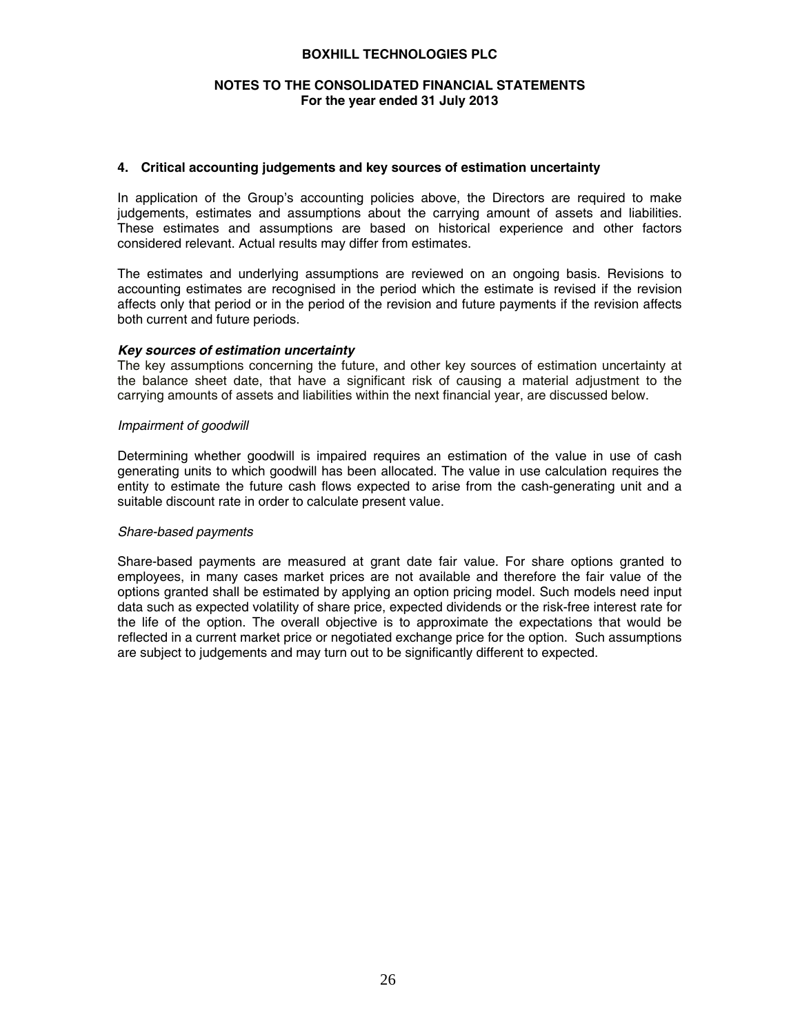## 4. Critical accounting judgements and key sources of estimation uncertainty

In application of the Group's accounting policies above, the Directors are required to make judgements, estimates and assumptions about the carrying amount of assets and liabilities. These estimates and assumptions are based on historical experience and other factors considered relevant. Actual results may differ from estimates.

The estimates and underlying assumptions are reviewed on an ongoing basis. Revisions to accounting estimates are recognised in the period which the estimate is revised if the revision affects only that period or in the period of the revision and future payments if the revision affects both current and future periods.

***Key sources of estimation uncertainty***

The key assumptions concerning the future, and other key sources of estimation uncertainty at the balance sheet date, that have a significant risk of causing a material adjustment to the carrying amounts of assets and liabilities within the next financial year, are discussed below.

*Impairment of goodwill*

Determining whether goodwill is impaired requires an estimation of the value in use of cash generating units to which goodwill has been allocated. The value in use calculation requires the entity to estimate the future cash flows expected to arise from the cash-generating unit and a suitable discount rate in order to calculate present value.

*Share-based payments*

Share-based payments are measured at grant date fair value. For share options granted to employees, in many cases market prices are not available and therefore the fair value of the options granted shall be estimated by applying an option pricing model. Such models need input data such as expected volatility of share price, expected dividends or the risk-free interest rate for the life of the option. The overall objective is to approximate the expectations that would be reflected in a current market price or negotiated exchange price for the option. Such assumptions are subject to judgements and may turn out to be significantly different to expected.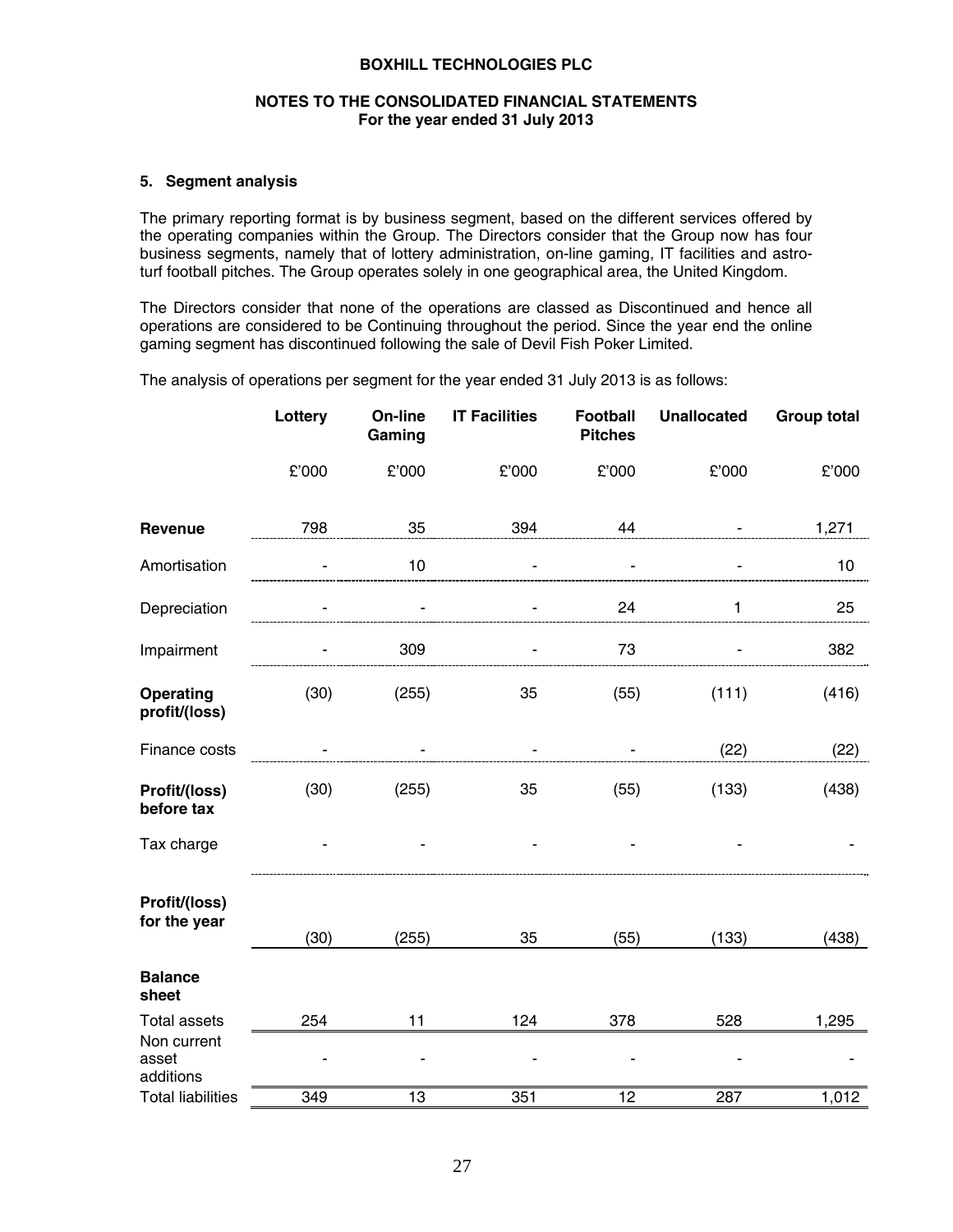**BOXHILL TECHNOLOGIES PLC**

**NOTES TO THE CONSOLIDATED FINANCIAL STATEMENTS**
**For the year ended 31 July 2013**

### 5. Segment analysis

The primary reporting format is by business segment, based on the different services offered by the operating companies within the Group. The Directors consider that the Group now has four business segments, namely that of lottery administration, on-line gaming, IT facilities and astro-turf football pitches. The Group operates solely in one geographical area, the United Kingdom.

The Directors consider that none of the operations are classed as Discontinued and hence all operations are considered to be Continuing throughout the period. Since the year end the online gaming segment has discontinued following the sale of Devil Fish Poker Limited.

The analysis of operations per segment for the year ended 31 July 2013 is as follows:

| | **Lottery** | **On-line Gaming** | **IT Facilities** | **Football Pitches** | **Unallocated** | **Group total** |
|---|---|---|---|---|---|---|
| | £'000 | £'000 | £'000 | £'000 | £'000 | £'000 |
| **Revenue** | 798 | 35 | 394 | 44 | - | 1,271 |
| Amortisation | - | 10 | - | - | - | 10 |
| Depreciation | - | - | - | 24 | 1 | 25 |
| Impairment | - | 309 | - | 73 | - | 382 |
| **Operating profit/(loss)** | (30) | (255) | 35 | (55) | (111) | (416) |
| Finance costs | - | - | - | - | (22) | (22) |
| **Profit/(loss) before tax** | (30) | (255) | 35 | (55) | (133) | (438) |
| Tax charge | - | - | - | - | - | - |
| **Profit/(loss) for the year** | (30) | (255) | 35 | (55) | (133) | (438) |
| **Balance sheet** | | | | | | |
| Total assets | 254 | 11 | 124 | 378 | 528 | 1,295 |
| Non current asset additions | - | - | - | - | - | - |
| Total liabilities | 349 | 13 | 351 | 12 | 287 | 1,012 |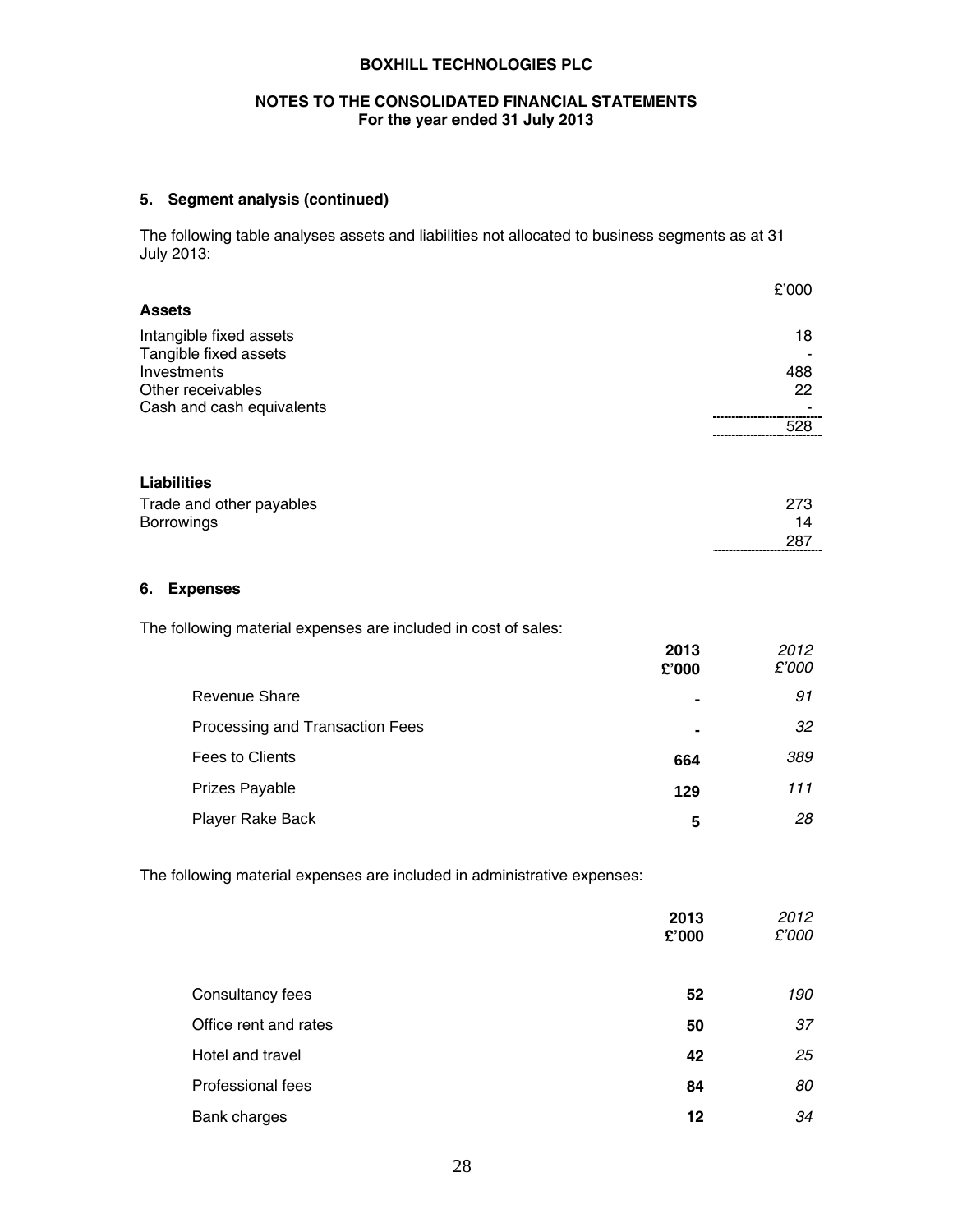## 5. Segment analysis (continued)

The following table analyses assets and liabilities not allocated to business segments as at 31 July 2013:

| | £'000 |
|---|---|
| **Assets** | |
| Intangible fixed assets | 18 |
| Tangible fixed assets | - |
| Investments | 488 |
| Other receivables | 22 |
| Cash and cash equivalents | - |
| | 528 |
| **Liabilities** | |
| Trade and other payables | 273 |
| Borrowings | 14 |
| | 287 |

## 6. Expenses

The following material expenses are included in cost of sales:

| | **2013 £'000** | *2012 £'000* |
|---|---|---|
| Revenue Share | **-** | *91* |
| Processing and Transaction Fees | **-** | *32* |
| Fees to Clients | **664** | *389* |
| Prizes Payable | **129** | *111* |
| Player Rake Back | **5** | *28* |

The following material expenses are included in administrative expenses:

| | **2013 £'000** | *2012 £'000* |
|---|---|---|
| Consultancy fees | **52** | *190* |
| Office rent and rates | **50** | *37* |
| Hotel and travel | **42** | *25* |
| Professional fees | **84** | *80* |
| Bank charges | **12** | *34* |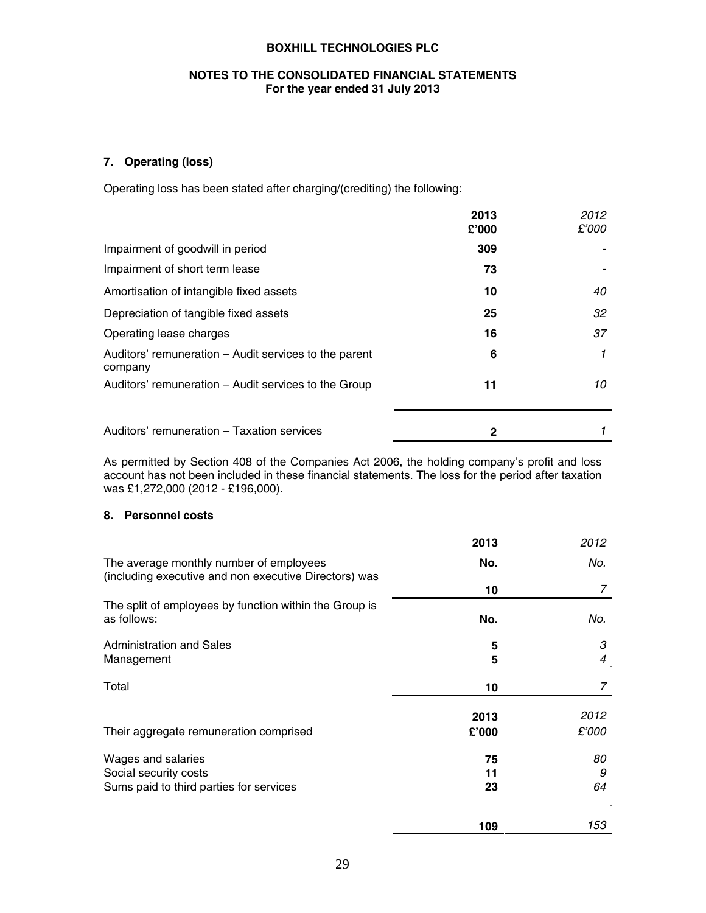**BOXHILL TECHNOLOGIES PLC**

**NOTES TO THE CONSOLIDATED FINANCIAL STATEMENTS**
**For the year ended 31 July 2013**

### 7. Operating (loss)

Operating loss has been stated after charging/(crediting) the following:

| | **2013 £'000** | *2012 £'000* |
|---|---|---|
| Impairment of goodwill in period | **309** | - |
| Impairment of short term lease | **73** | - |
| Amortisation of intangible fixed assets | **10** | *40* |
| Depreciation of tangible fixed assets | **25** | *32* |
| Operating lease charges | **16** | *37* |
| Auditors' remuneration – Audit services to the parent company | **6** | *1* |
| Auditors' remuneration – Audit services to the Group | **11** | *10* |
| Auditors' remuneration – Taxation services | **2** | *1* |

As permitted by Section 408 of the Companies Act 2006, the holding company's profit and loss account has not been included in these financial statements. The loss for the period after taxation was £1,272,000 (2012 - £196,000).

### 8. Personnel costs

| | **2013** | *2012* |
|---|---|---|
| The average monthly number of employees (including executive and non executive Directors) was | **No.** | *No.* |
| | **10** | *7* |
| The split of employees by function within the Group is as follows: | **No.** | *No.* |
| Administration and Sales | **5** | *3* |
| Management | **5** | *4* |
| Total | **10** | *7* |

| Their aggregate remuneration comprised | **2013 £'000** | *2012 £'000* |
|---|---|---|
| Wages and salaries | **75** | *80* |
| Social security costs | **11** | *9* |
| Sums paid to third parties for services | **23** | *64* |
| | **109** | *153* |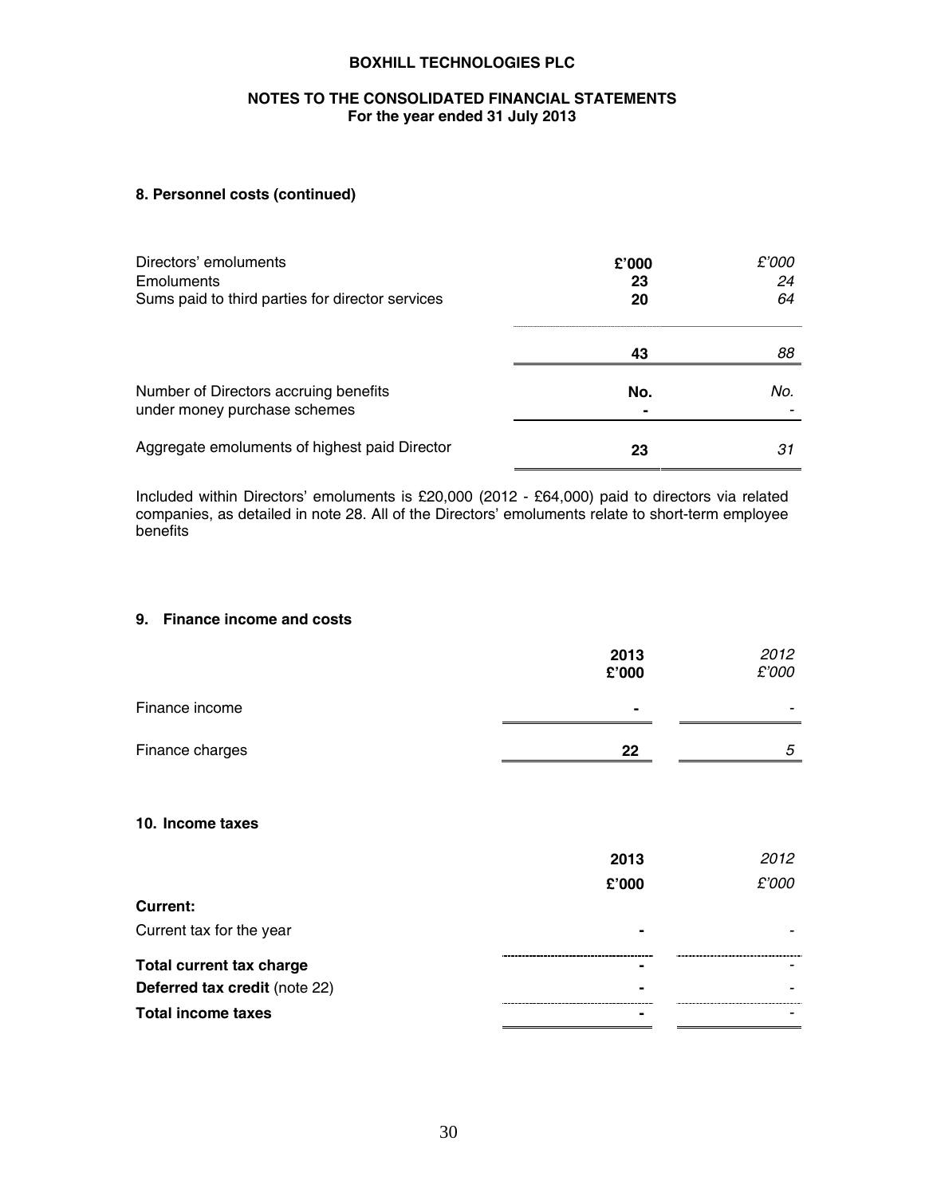## 8. Personnel costs (continued)

| Directors' emoluments | £'000 | *£'000* |
|---|---|---|
| Emoluments | 23 | *24* |
| Sums paid to third parties for director services | 20 | *64* |
| | 43 | *88* |
| Number of Directors accruing benefits under money purchase schemes | No. - | *No.* - |
| Aggregate emoluments of highest paid Director | 23 | *31* |

Included within Directors' emoluments is £20,000 (2012 - £64,000) paid to directors via related companies, as detailed in note 28. All of the Directors' emoluments relate to short-term employee benefits

## 9. Finance income and costs

| | 2013 £'000 | *2012 £'000* |
|---|---|---|
| Finance income | - | - |
| Finance charges | 22 | *5* |

## 10. Income taxes

| | 2013 £'000 | *2012 £'000* |
|---|---|---|
| **Current:** | | |
| Current tax for the year | - | - |
| **Total current tax charge** | - | - |
| **Deferred tax credit** (note 22) | - | - |
| **Total income taxes** | - | - |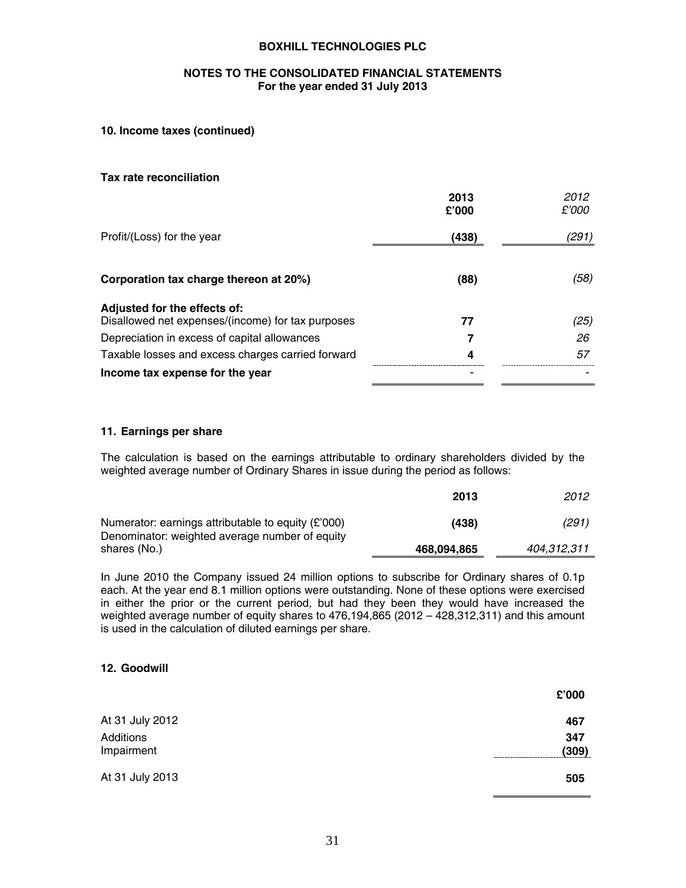**BOXHILL TECHNOLOGIES PLC**

**NOTES TO THE CONSOLIDATED FINANCIAL STATEMENTS**
**For the year ended 31 July 2013**

### 10. Income taxes (continued)

**Tax rate reconciliation**

| | 2013 £'000 | *2012 £'000* |
|---|---|---|
| Profit/(Loss) for the year | **(438)** | *(291)* |
| **Corporation tax charge thereon at 20%)** | **(88)** | *(58)* |
| **Adjusted for the effects of:** | | |
| Disallowed net expenses/(income) for tax purposes | **77** | *(25)* |
| Depreciation in excess of capital allowances | **7** | *26* |
| Taxable losses and excess charges carried forward | **4** | *57* |
| **Income tax expense for the year** | **-** | *-* |

### 11. Earnings per share

The calculation is based on the earnings attributable to ordinary shareholders divided by the weighted average number of Ordinary Shares in issue during the period as follows:

| | 2013 | *2012* |
|---|---|---|
| Numerator: earnings attributable to equity (£'000) | **(438)** | *(291)* |
| Denominator: weighted average number of equity shares (No.) | **468,094,865** | *404,312,311* |

In June 2010 the Company issued 24 million options to subscribe for Ordinary shares of 0.1p each. At the year end 8.1 million options were outstanding. None of these options were exercised in either the prior or the current period, but had they been they would have increased the weighted average number of equity shares to 476,194,865 (2012 – 428,312,311) and this amount is used in the calculation of diluted earnings per share.

### 12. Goodwill

| | £'000 |
|---|---|
| At 31 July 2012 | **467** |
| Additions | **347** |
| Impairment | **(309)** |
| At 31 July 2013 | **505** |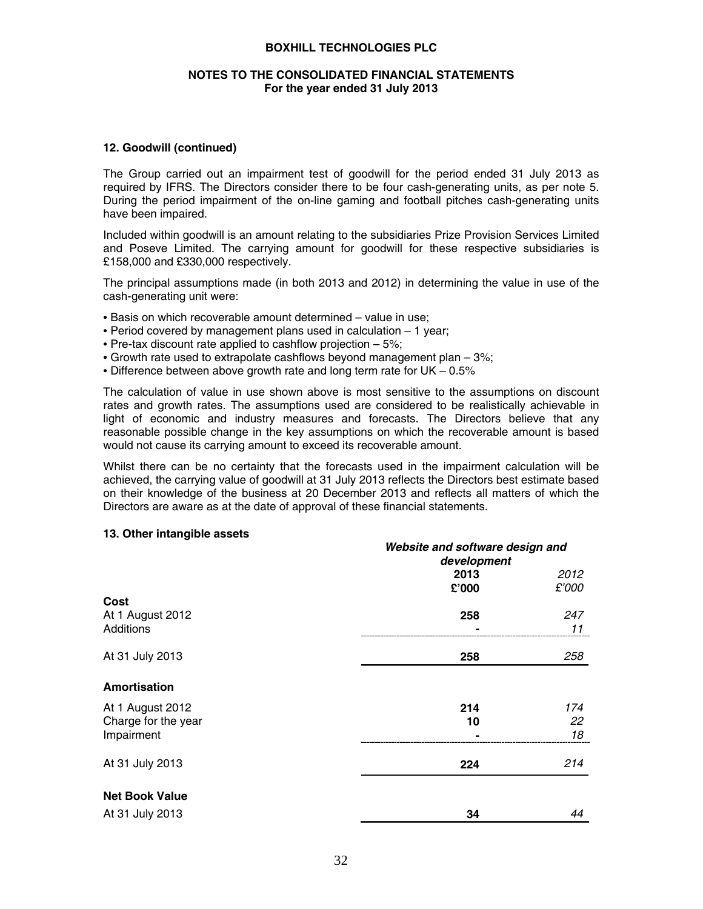## 12. Goodwill (continued)

The Group carried out an impairment test of goodwill for the period ended 31 July 2013 as required by IFRS. The Directors consider there to be four cash-generating units, as per note 5. During the period impairment of the on-line gaming and football pitches cash-generating units have been impaired.

Included within goodwill is an amount relating to the subsidiaries Prize Provision Services Limited and Poseve Limited. The carrying amount for goodwill for these respective subsidiaries is £158,000 and £330,000 respectively.

The principal assumptions made (in both 2013 and 2012) in determining the value in use of the cash-generating unit were:

- Basis on which recoverable amount determined – value in use;
- Period covered by management plans used in calculation – 1 year;
- Pre-tax discount rate applied to cashflow projection – 5%;
- Growth rate used to extrapolate cashflows beyond management plan – 3%;
- Difference between above growth rate and long term rate for UK – 0.5%

The calculation of value in use shown above is most sensitive to the assumptions on discount rates and growth rates. The assumptions used are considered to be realistically achievable in light of economic and industry measures and forecasts. The Directors believe that any reasonable possible change in the key assumptions on which the recoverable amount is based would not cause its carrying amount to exceed its recoverable amount.

Whilst there can be no certainty that the forecasts used in the impairment calculation will be achieved, the carrying value of goodwill at 31 July 2013 reflects the Directors best estimate based on their knowledge of the business at 20 December 2013 and reflects all matters of which the Directors are aware as at the date of approval of these financial statements.

## 13. Other intangible assets

| | ***Website and software design and development*** | |
|---|---|---|
| | **2013** | *2012* |
| | **£'000** | *£'000* |
| **Cost** | | |
| At 1 August 2012 | **258** | *247* |
| Additions | **-** | *11* |
| At 31 July 2013 | **258** | *258* |
| **Amortisation** | | |
| At 1 August 2012 | **214** | *174* |
| Charge for the year | **10** | *22* |
| Impairment | **-** | *18* |
| At 31 July 2013 | **224** | *214* |
| **Net Book Value** | | |
| At 31 July 2013 | **34** | *44* |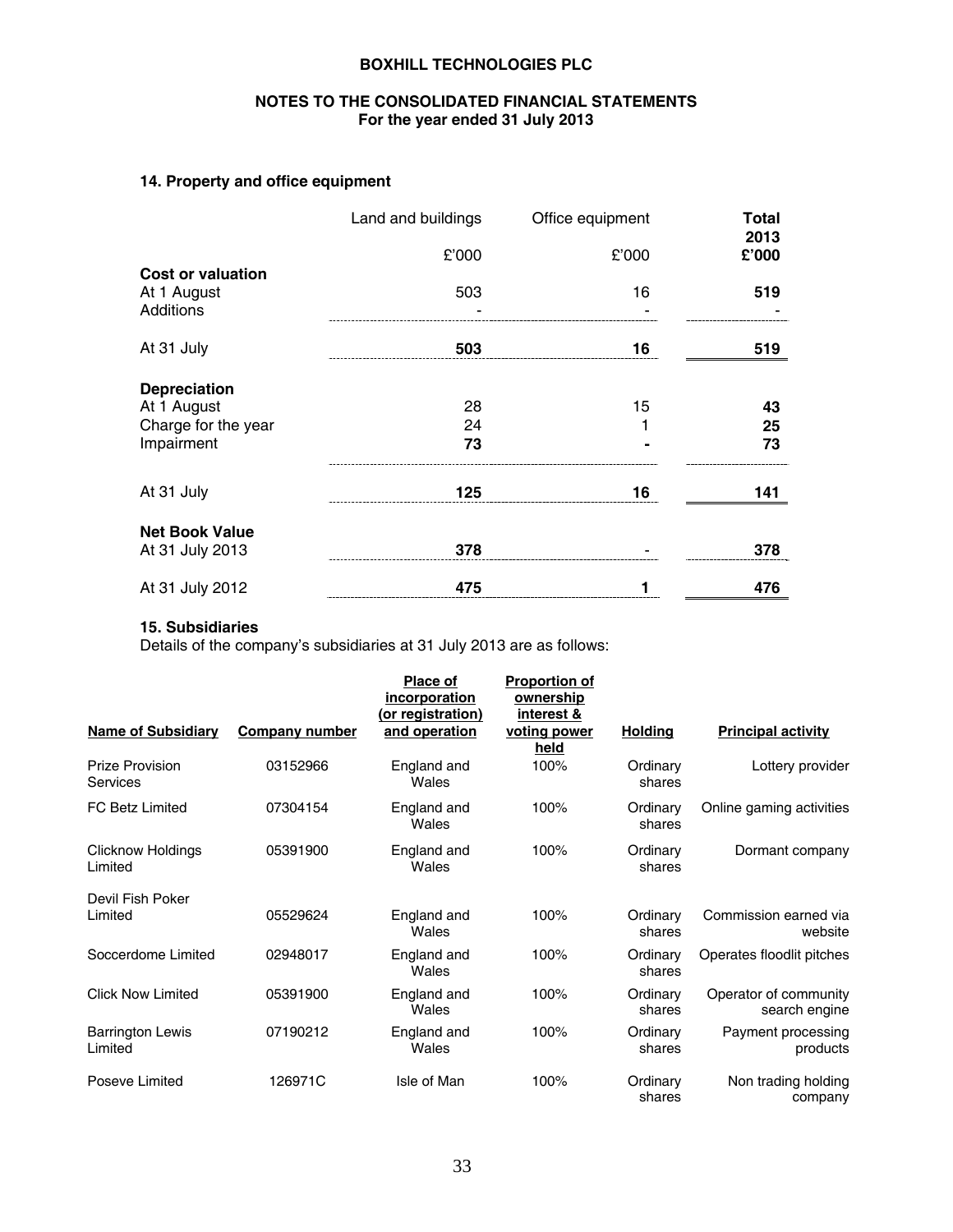**BOXHILL TECHNOLOGIES PLC**

**NOTES TO THE CONSOLIDATED FINANCIAL STATEMENTS**
**For the year ended 31 July 2013**

### 14. Property and office equipment

| | Land and buildings | Office equipment | **Total 2013** |
|---|---|---|---|
| | £'000 | £'000 | **£'000** |
| **Cost or valuation** | | | |
| At 1 August | 503 | 16 | **519** |
| Additions | - | - | - |
| At 31 July | **503** | **16** | **519** |
| **Depreciation** | | | |
| At 1 August | 28 | 15 | **43** |
| Charge for the year | 24 | 1 | **25** |
| Impairment | **73** | **-** | **73** |
| At 31 July | **125** | **16** | **141** |
| **Net Book Value** | | | |
| At 31 July 2013 | **378** | - | **378** |
| At 31 July 2012 | **475** | **1** | **476** |

### 15. Subsidiaries

Details of the company's subsidiaries at 31 July 2013 are as follows:

| Name of Subsidiary | Company number | Place of incorporation (or registration) and operation | Proportion of ownership interest & voting power held | Holding | Principal activity |
|---|---|---|---|---|---|
| Prize Provision Services | 03152966 | England and Wales | 100% | Ordinary shares | Lottery provider |
| FC Betz Limited | 07304154 | England and Wales | 100% | Ordinary shares | Online gaming activities |
| Clicknow Holdings Limited | 05391900 | England and Wales | 100% | Ordinary shares | Dormant company |
| Devil Fish Poker Limited | 05529624 | England and Wales | 100% | Ordinary shares | Commission earned via website |
| Soccerdome Limited | 02948017 | England and Wales | 100% | Ordinary shares | Operates floodlit pitches |
| Click Now Limited | 05391900 | England and Wales | 100% | Ordinary shares | Operator of community search engine |
| Barrington Lewis Limited | 07190212 | England and Wales | 100% | Ordinary shares | Payment processing products |
| Poseve Limited | 126971C | Isle of Man | 100% | Ordinary shares | Non trading holding company |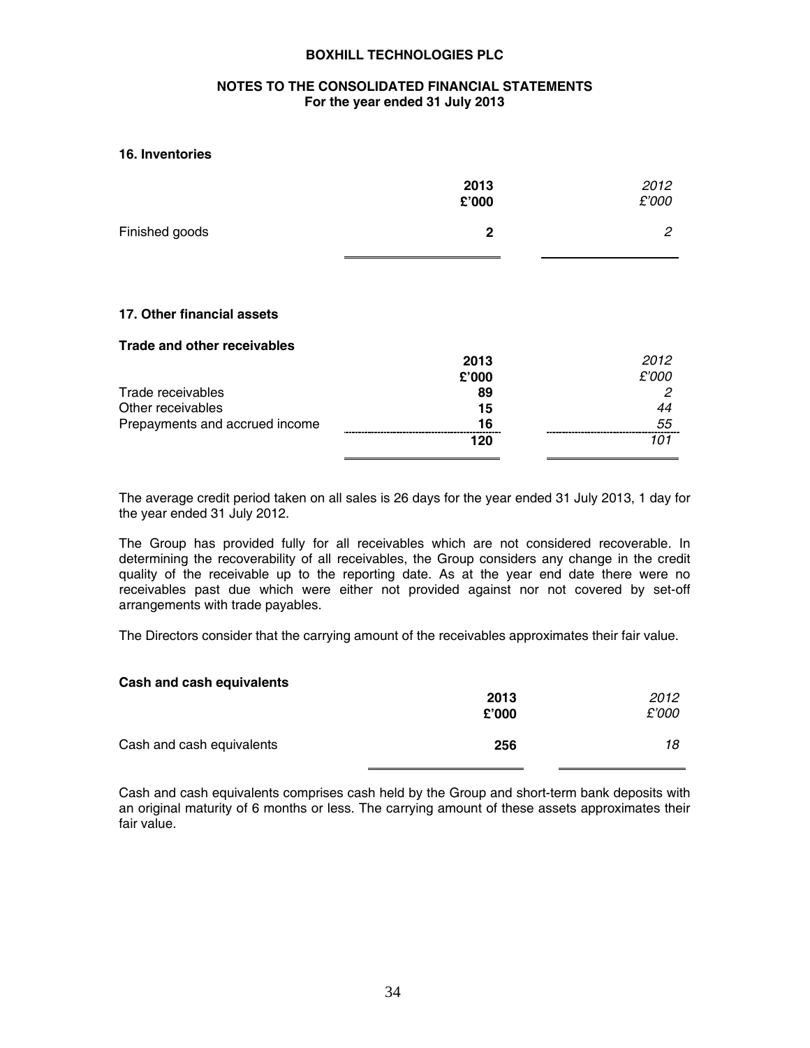# 16. Inventories

| | 2013<br>£'000 | *2012*<br>*£'000* |
|---|---|---|
| Finished goods | **2** | *2* |

# 17. Other financial assets

## Trade and other receivables

| | 2013<br>£'000 | *2012*<br>*£'000* |
|---|---|---|
| Trade receivables | **89** | *2* |
| Other receivables | **15** | *44* |
| Prepayments and accrued income | **16** | *55* |
| | **120** | *101* |

The average credit period taken on all sales is 26 days for the year ended 31 July 2013, 1 day for the year ended 31 July 2012.

The Group has provided fully for all receivables which are not considered recoverable. In determining the recoverability of all receivables, the Group considers any change in the credit quality of the receivable up to the reporting date. As at the year end date there were no receivables past due which were either not provided against nor not covered by set-off arrangements with trade payables.

The Directors consider that the carrying amount of the receivables approximates their fair value.

## Cash and cash equivalents

| | 2013<br>£'000 | *2012*<br>*£'000* |
|---|---|---|
| Cash and cash equivalents | **256** | *18* |

Cash and cash equivalents comprises cash held by the Group and short-term bank deposits with an original maturity of 6 months or less. The carrying amount of these assets approximates their fair value.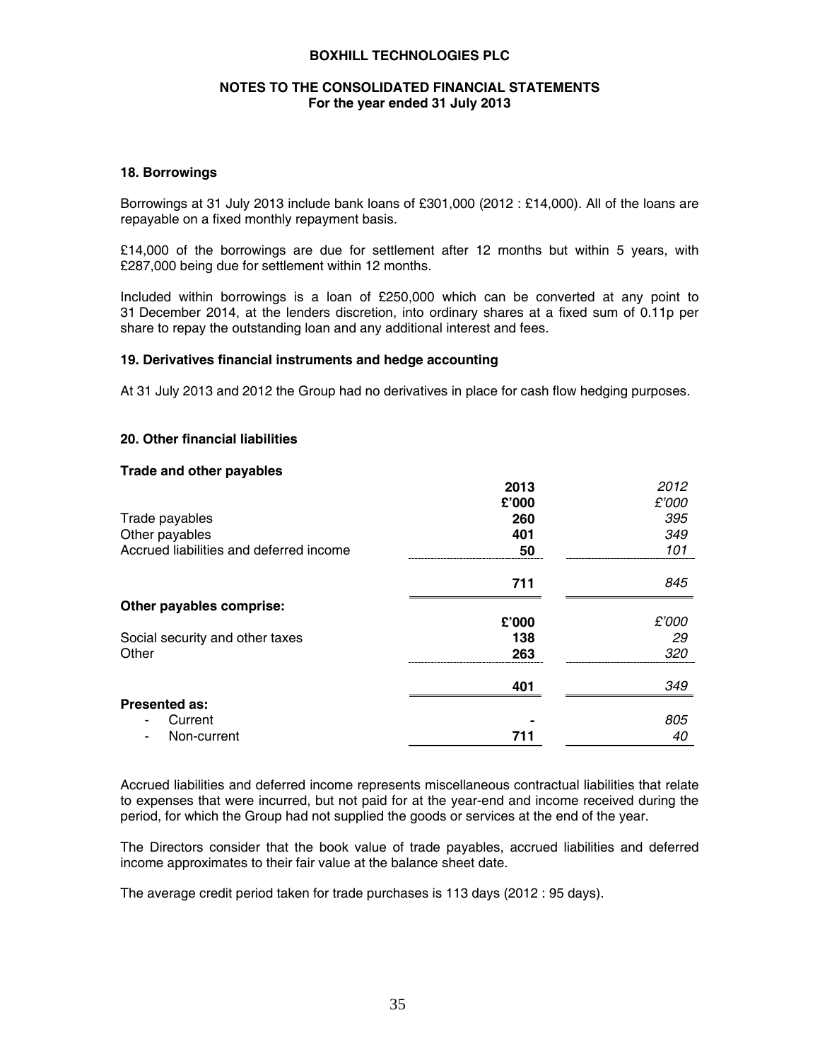### 18. Borrowings

Borrowings at 31 July 2013 include bank loans of £301,000 (2012 : £14,000). All of the loans are repayable on a fixed monthly repayment basis.

£14,000 of the borrowings are due for settlement after 12 months but within 5 years, with £287,000 being due for settlement within 12 months.

Included within borrowings is a loan of £250,000 which can be converted at any point to 31 December 2014, at the lenders discretion, into ordinary shares at a fixed sum of 0.11p per share to repay the outstanding loan and any additional interest and fees.

### 19. Derivatives financial instruments and hedge accounting

At 31 July 2013 and 2012 the Group had no derivatives in place for cash flow hedging purposes.

### 20. Other financial liabilities

**Trade and other payables**

| | 2013 | *2012* |
|---|---|---|
| | £'000 | *£'000* |
| Trade payables | 260 | *395* |
| Other payables | 401 | *349* |
| Accrued liabilities and deferred income | 50 | *101* |
| | **711** | *845* |
| **Other payables comprise:** | | |
| | £'000 | *£'000* |
| Social security and other taxes | 138 | *29* |
| Other | 263 | *320* |
| | **401** | *349* |
| **Presented as:** | | |
| - Current | - | *805* |
| - Non-current | 711 | *40* |

Accrued liabilities and deferred income represents miscellaneous contractual liabilities that relate to expenses that were incurred, but not paid for at the year-end and income received during the period, for which the Group had not supplied the goods or services at the end of the year.

The Directors consider that the book value of trade payables, accrued liabilities and deferred income approximates to their fair value at the balance sheet date.

The average credit period taken for trade purchases is 113 days (2012 : 95 days).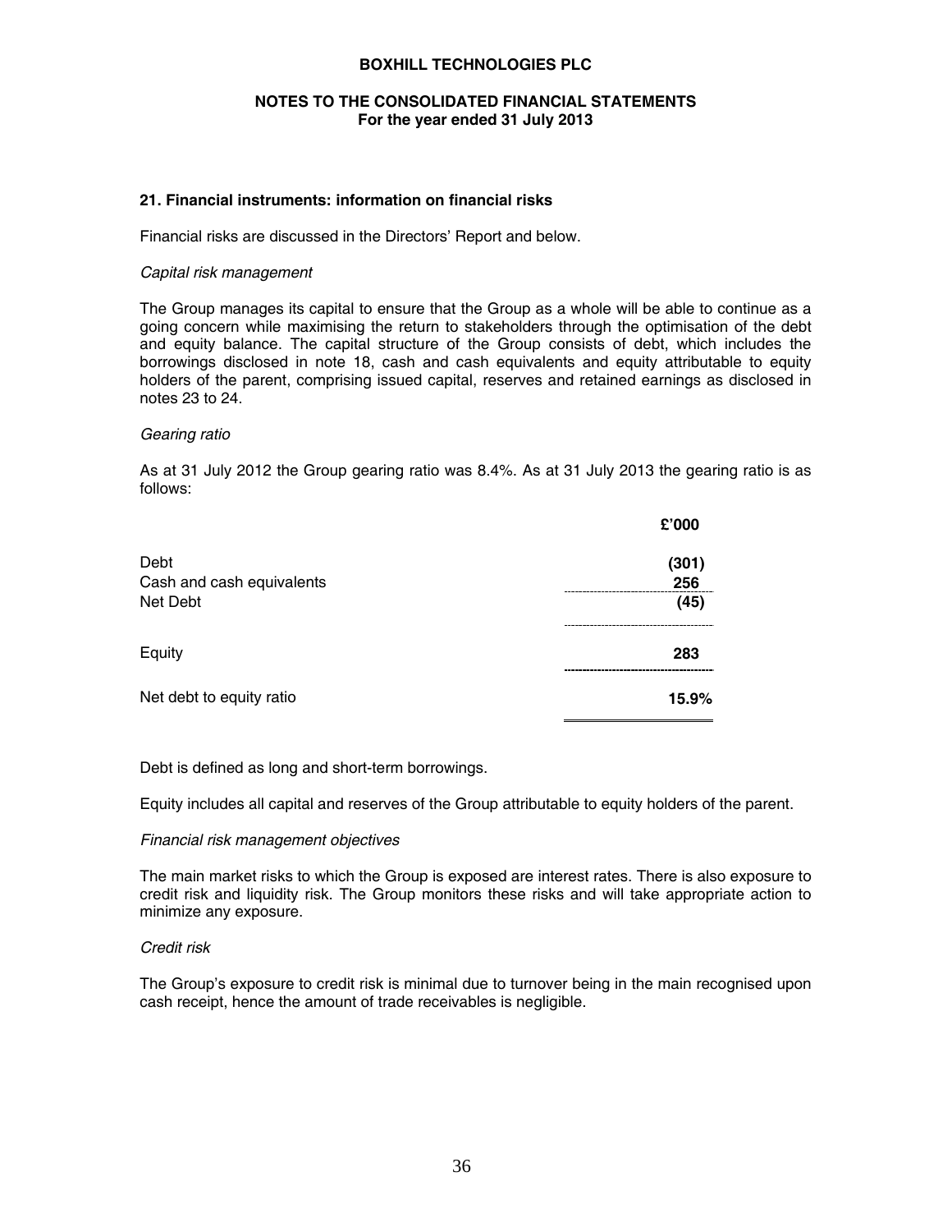**BOXHILL TECHNOLOGIES PLC**

**NOTES TO THE CONSOLIDATED FINANCIAL STATEMENTS**
**For the year ended 31 July 2013**

### 21. Financial instruments: information on financial risks

Financial risks are discussed in the Directors' Report and below.

*Capital risk management*

The Group manages its capital to ensure that the Group as a whole will be able to continue as a going concern while maximising the return to stakeholders through the optimisation of the debt and equity balance. The capital structure of the Group consists of debt, which includes the borrowings disclosed in note 18, cash and cash equivalents and equity attributable to equity holders of the parent, comprising issued capital, reserves and retained earnings as disclosed in notes 23 to 24.

*Gearing ratio*

As at 31 July 2012 the Group gearing ratio was 8.4%. As at 31 July 2013 the gearing ratio is as follows:

| | £'000 |
|---|---|
| Debt | (301) |
| Cash and cash equivalents | 256 |
| Net Debt | (45) |
| Equity | 283 |
| Net debt to equity ratio | 15.9% |

Debt is defined as long and short-term borrowings.

Equity includes all capital and reserves of the Group attributable to equity holders of the parent.

*Financial risk management objectives*

The main market risks to which the Group is exposed are interest rates. There is also exposure to credit risk and liquidity risk. The Group monitors these risks and will take appropriate action to minimize any exposure.

*Credit risk*

The Group's exposure to credit risk is minimal due to turnover being in the main recognised upon cash receipt, hence the amount of trade receivables is negligible.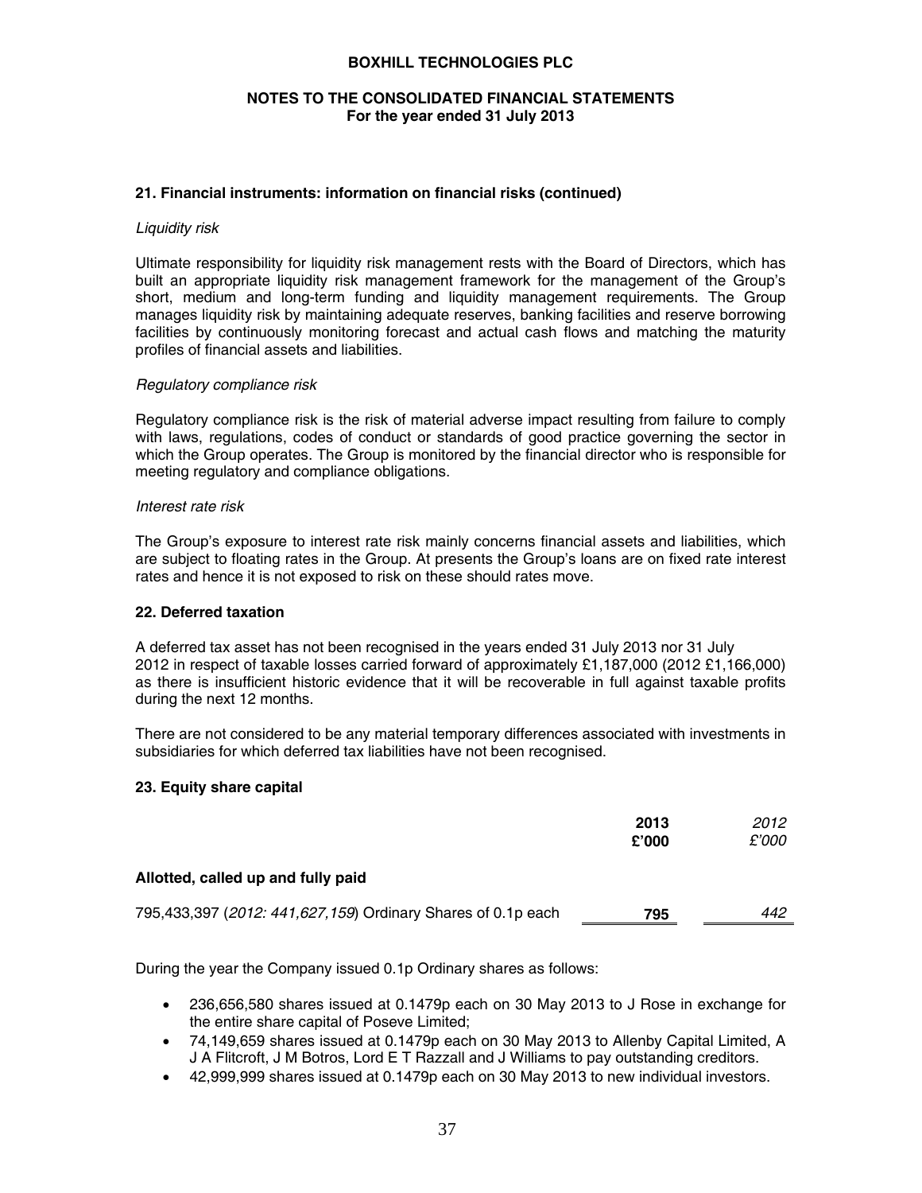**BOXHILL TECHNOLOGIES PLC**

**NOTES TO THE CONSOLIDATED FINANCIAL STATEMENTS**
**For the year ended 31 July 2013**

## 21. Financial instruments: information on financial risks (continued)

*Liquidity risk*

Ultimate responsibility for liquidity risk management rests with the Board of Directors, which has built an appropriate liquidity risk management framework for the management of the Group's short, medium and long-term funding and liquidity management requirements. The Group manages liquidity risk by maintaining adequate reserves, banking facilities and reserve borrowing facilities by continuously monitoring forecast and actual cash flows and matching the maturity profiles of financial assets and liabilities.

*Regulatory compliance risk*

Regulatory compliance risk is the risk of material adverse impact resulting from failure to comply with laws, regulations, codes of conduct or standards of good practice governing the sector in which the Group operates. The Group is monitored by the financial director who is responsible for meeting regulatory and compliance obligations.

*Interest rate risk*

The Group's exposure to interest rate risk mainly concerns financial assets and liabilities, which are subject to floating rates in the Group. At presents the Group's loans are on fixed rate interest rates and hence it is not exposed to risk on these should rates move.

## 22. Deferred taxation

A deferred tax asset has not been recognised in the years ended 31 July 2013 nor 31 July 2012 in respect of taxable losses carried forward of approximately £1,187,000 (2012 £1,166,000) as there is insufficient historic evidence that it will be recoverable in full against taxable profits during the next 12 months.

There are not considered to be any material temporary differences associated with investments in subsidiaries for which deferred tax liabilities have not been recognised.

## 23. Equity share capital

| | **2013** **£'000** | *2012* *£'000* |
|---|---|---|
| **Allotted, called up and fully paid** | | |
| 795,433,397 (*2012: 441,627,159*) Ordinary Shares of 0.1p each | **795** | *442* |

During the year the Company issued 0.1p Ordinary shares as follows:

- 236,656,580 shares issued at 0.1479p each on 30 May 2013 to J Rose in exchange for the entire share capital of Poseve Limited;
- 74,149,659 shares issued at 0.1479p each on 30 May 2013 to Allenby Capital Limited, A J A Flitcroft, J M Botros, Lord E T Razzall and J Williams to pay outstanding creditors.
- 42,999,999 shares issued at 0.1479p each on 30 May 2013 to new individual investors.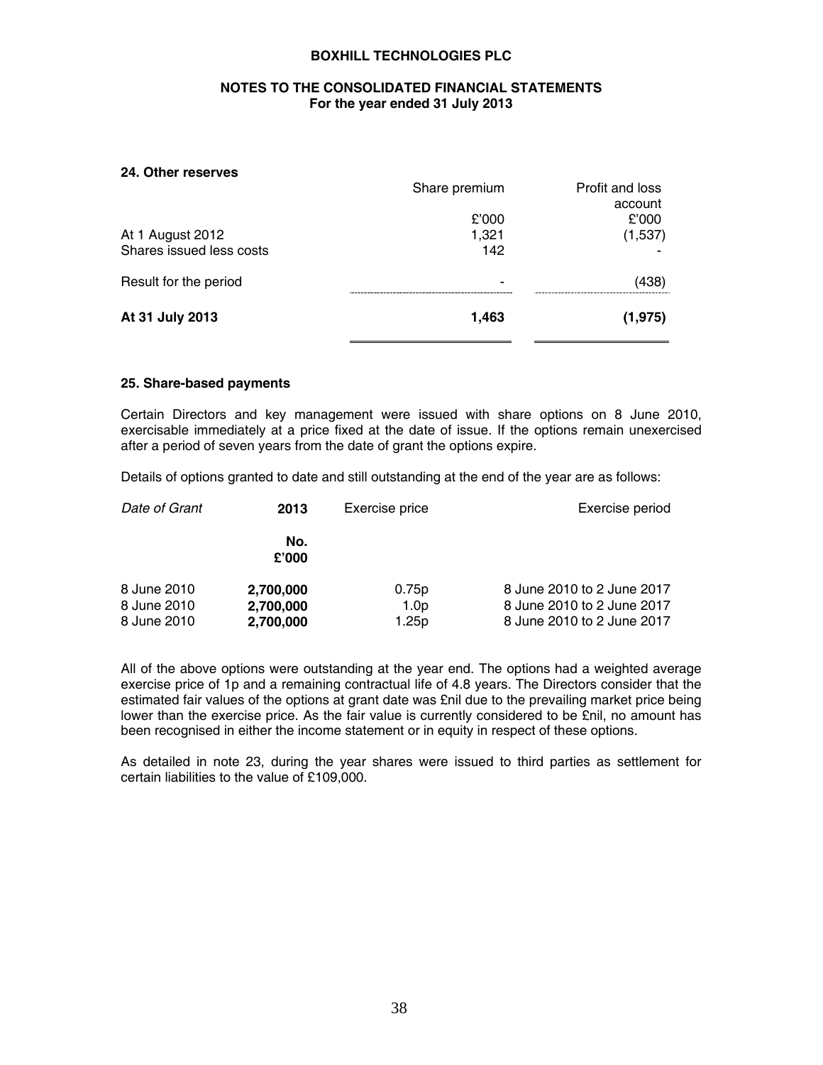## 24. Other reserves

| | Share premium | Profit and loss account |
|---|---|---|
| | £'000 | £'000 |
| At 1 August 2012 | 1,321 | (1,537) |
| Shares issued less costs | 142 | - |
| Result for the period | - | (438) |
| **At 31 July 2013** | **1,463** | **(1,975)** |

## 25. Share-based payments

Certain Directors and key management were issued with share options on 8 June 2010, exercisable immediately at a price fixed at the date of issue. If the options remain unexercised after a period of seven years from the date of grant the options expire.

Details of options granted to date and still outstanding at the end of the year are as follows:

| *Date of Grant* | **2013** **No. £'000** | Exercise price | Exercise period |
|---|---|---|---|
| 8 June 2010 | **2,700,000** | 0.75p | 8 June 2010 to 2 June 2017 |
| 8 June 2010 | **2,700,000** | 1.0p | 8 June 2010 to 2 June 2017 |
| 8 June 2010 | **2,700,000** | 1.25p | 8 June 2010 to 2 June 2017 |

All of the above options were outstanding at the year end. The options had a weighted average exercise price of 1p and a remaining contractual life of 4.8 years. The Directors consider that the estimated fair values of the options at grant date was £nil due to the prevailing market price being lower than the exercise price. As the fair value is currently considered to be £nil, no amount has been recognised in either the income statement or in equity in respect of these options.

As detailed in note 23, during the year shares were issued to third parties as settlement for certain liabilities to the value of £109,000.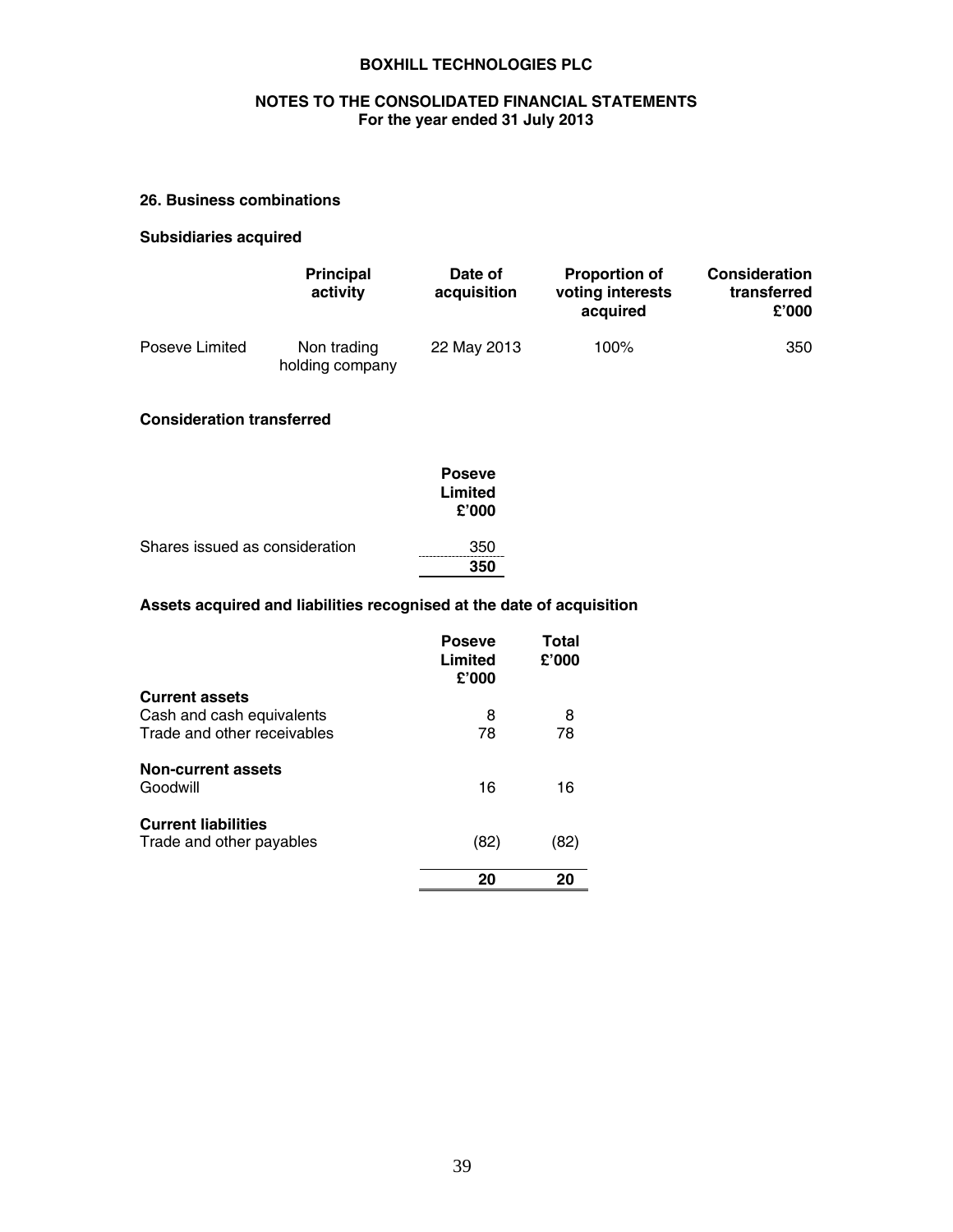BOXHILL TECHNOLOGIES PLC

NOTES TO THE CONSOLIDATED FINANCIAL STATEMENTS
For the year ended 31 July 2013

## 26. Business combinations

### Subsidiaries acquired

| | Principal activity | Date of acquisition | Proportion of voting interests acquired | Consideration transferred £'000 |
|---|---|---|---|---|
| Poseve Limited | Non trading holding company | 22 May 2013 | 100% | 350 |

### Consideration transferred

| | Poseve Limited £'000 |
|---|---|
| Shares issued as consideration | 350 |
| | **350** |

### Assets acquired and liabilities recognised at the date of acquisition

| | Poseve Limited £'000 | Total £'000 |
|---|---|---|
| **Current assets** | | |
| Cash and cash equivalents | 8 | 8 |
| Trade and other receivables | 78 | 78 |
| **Non-current assets** | | |
| Goodwill | 16 | 16 |
| **Current liabilities** | | |
| Trade and other payables | (82) | (82) |
| | **20** | **20** |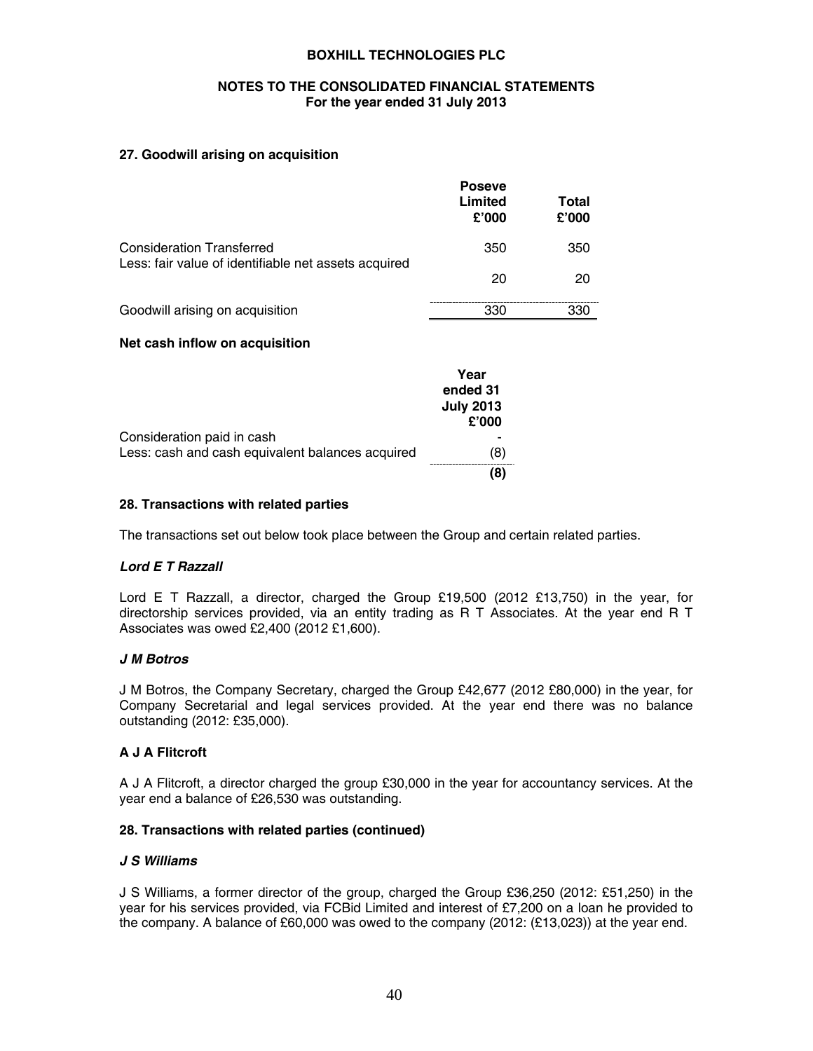## 27. Goodwill arising on acquisition

| | Poseve Limited £'000 | Total £'000 |
|---|---|---|
| Consideration Transferred | 350 | 350 |
| Less: fair value of identifiable net assets acquired | 20 | 20 |
| Goodwill arising on acquisition | 330 | 330 |

### Net cash inflow on acquisition

| | Year ended 31 July 2013 £'000 |
|---|---|
| Consideration paid in cash | - |
| Less: cash and cash equivalent balances acquired | (8) |
| | **(8)** |

## 28. Transactions with related parties

The transactions set out below took place between the Group and certain related parties.

### *Lord E T Razzall*

Lord E T Razzall, a director, charged the Group £19,500 (2012 £13,750) in the year, for directorship services provided, via an entity trading as R T Associates. At the year end R T Associates was owed £2,400 (2012 £1,600).

### *J M Botros*

J M Botros, the Company Secretary, charged the Group £42,677 (2012 £80,000) in the year, for Company Secretarial and legal services provided. At the year end there was no balance outstanding (2012: £35,000).

### A J A Flitcroft

A J A Flitcroft, a director charged the group £30,000 in the year for accountancy services. At the year end a balance of £26,530 was outstanding.

## 28. Transactions with related parties (continued)

### *J S Williams*

J S Williams, a former director of the group, charged the Group £36,250 (2012: £51,250) in the year for his services provided, via FCBid Limited and interest of £7,200 on a loan he provided to the company. A balance of £60,000 was owed to the company (2012: (£13,023)) at the year end.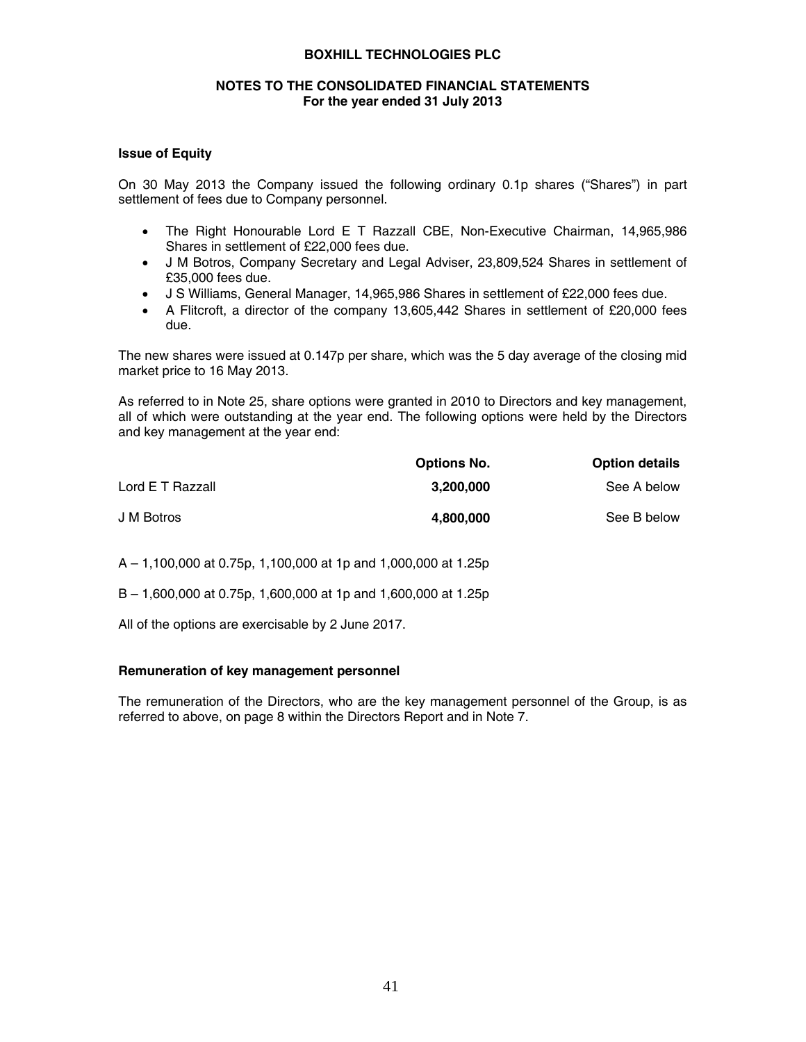## Issue of Equity

On 30 May 2013 the Company issued the following ordinary 0.1p shares ("Shares") in part settlement of fees due to Company personnel.

- The Right Honourable Lord E T Razzall CBE, Non-Executive Chairman, 14,965,986 Shares in settlement of £22,000 fees due.
- J M Botros, Company Secretary and Legal Adviser, 23,809,524 Shares in settlement of £35,000 fees due.
- J S Williams, General Manager, 14,965,986 Shares in settlement of £22,000 fees due.
- A Flitcroft, a director of the company 13,605,442 Shares in settlement of £20,000 fees due.

The new shares were issued at 0.147p per share, which was the 5 day average of the closing mid market price to 16 May 2013.

As referred to in Note 25, share options were granted in 2010 to Directors and key management, all of which were outstanding at the year end. The following options were held by the Directors and key management at the year end:

| | Options No. | Option details |
|---|---|---|
| Lord E T Razzall | **3,200,000** | See A below |
| J M Botros | **4,800,000** | See B below |

A – 1,100,000 at 0.75p, 1,100,000 at 1p and 1,000,000 at 1.25p

B – 1,600,000 at 0.75p, 1,600,000 at 1p and 1,600,000 at 1.25p

All of the options are exercisable by 2 June 2017.

## Remuneration of key management personnel

The remuneration of the Directors, who are the key management personnel of the Group, is as referred to above, on page 8 within the Directors Report and in Note 7.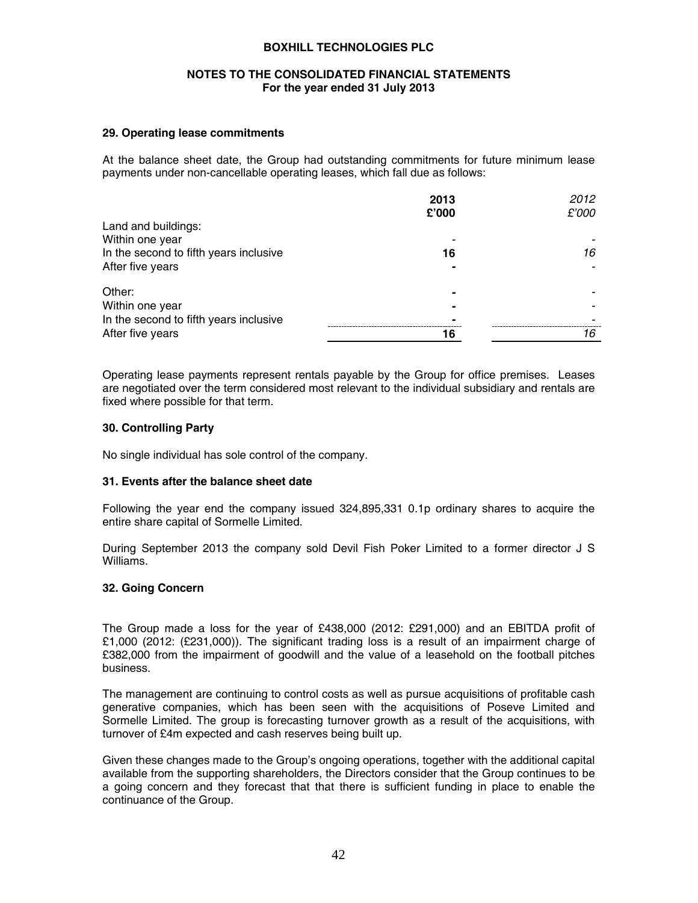## 29. Operating lease commitments

At the balance sheet date, the Group had outstanding commitments for future minimum lease payments under non-cancellable operating leases, which fall due as follows:

| | 2013 £'000 | *2012 £'000* |
|---|---|---|
| Land and buildings: | | |
| Within one year | - | - |
| In the second to fifth years inclusive | 16 | *16* |
| After five years | - | - |
| | | |
| Other: | - | - |
| Within one year | - | - |
| In the second to fifth years inclusive | - | - |
| After five years | 16 | *16* |

Operating lease payments represent rentals payable by the Group for office premises. Leases are negotiated over the term considered most relevant to the individual subsidiary and rentals are fixed where possible for that term.

## 30. Controlling Party

No single individual has sole control of the company.

## 31. Events after the balance sheet date

Following the year end the company issued 324,895,331 0.1p ordinary shares to acquire the entire share capital of Sormelle Limited.

During September 2013 the company sold Devil Fish Poker Limited to a former director J S Williams.

## 32. Going Concern

The Group made a loss for the year of £438,000 (2012: £291,000) and an EBITDA profit of £1,000 (2012: (£231,000)). The significant trading loss is a result of an impairment charge of £382,000 from the impairment of goodwill and the value of a leasehold on the football pitches business.

The management are continuing to control costs as well as pursue acquisitions of profitable cash generative companies, which has been seen with the acquisitions of Poseve Limited and Sormelle Limited. The group is forecasting turnover growth as a result of the acquisitions, with turnover of £4m expected and cash reserves being built up.

Given these changes made to the Group's ongoing operations, together with the additional capital available from the supporting shareholders, the Directors consider that the Group continues to be a going concern and they forecast that that there is sufficient funding in place to enable the continuance of the Group.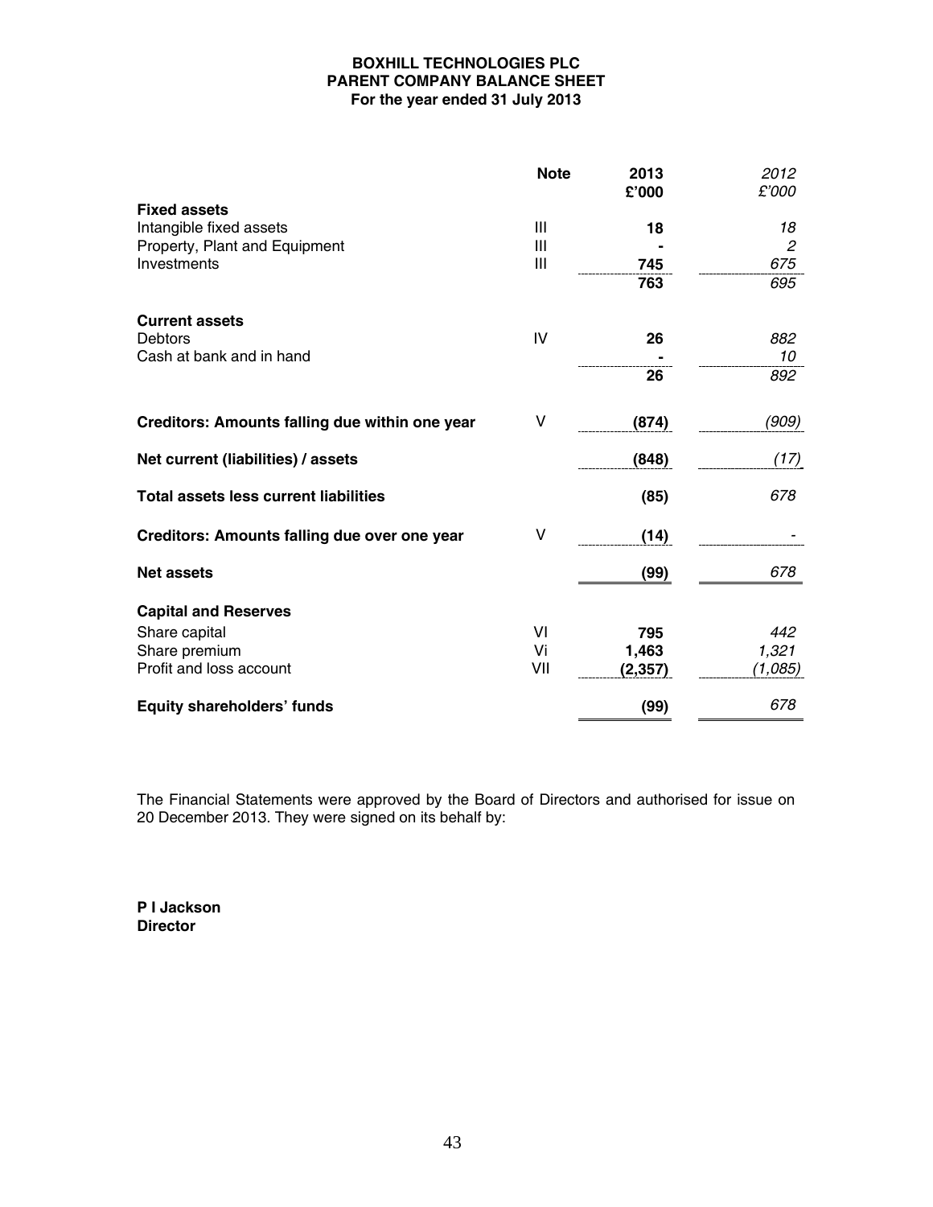**BOXHILL TECHNOLOGIES PLC**
**PARENT COMPANY BALANCE SHEET**
**For the year ended 31 July 2013**

| | Note | 2013 £'000 | *2012 £'000* |
|---|---|---|---|
| **Fixed assets** | | | |
| Intangible fixed assets | III | **18** | *18* |
| Property, Plant and Equipment | III | **-** | *2* |
| Investments | III | **745** | *675* |
| | | **763** | *695* |
| **Current assets** | | | |
| Debtors | IV | **26** | *882* |
| Cash at bank and in hand | | **-** | *10* |
| | | **26** | *892* |
| **Creditors: Amounts falling due within one year** | V | **(874)** | *(909)* |
| **Net current (liabilities) / assets** | | **(848)** | *(17)* |
| **Total assets less current liabilities** | | **(85)** | *678* |
| **Creditors: Amounts falling due over one year** | V | **(14)** | *-* |
| **Net assets** | | **(99)** | *678* |
| **Capital and Reserves** | | | |
| Share capital | VI | **795** | *442* |
| Share premium | Vi | **1,463** | *1,321* |
| Profit and loss account | VII | **(2,357)** | *(1,085)* |
| **Equity shareholders' funds** | | **(99)** | *678* |

The Financial Statements were approved by the Board of Directors and authorised for issue on 20 December 2013. They were signed on its behalf by:

**P I Jackson**
**Director**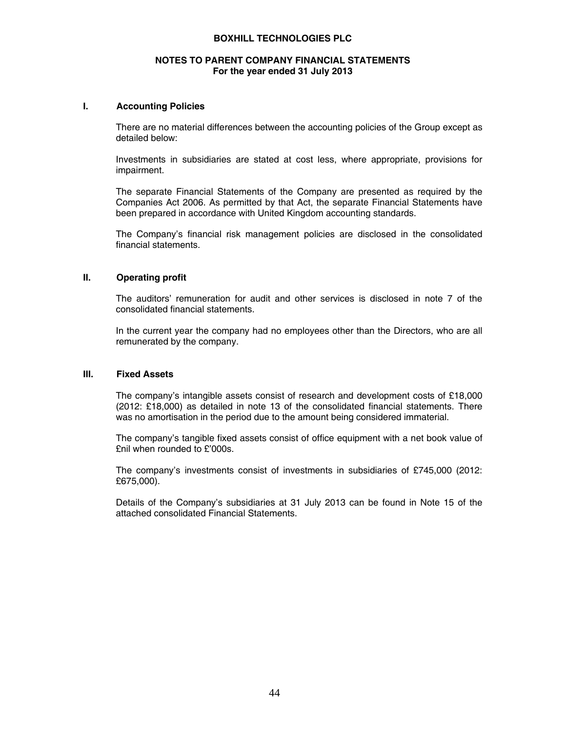# BOXHILL TECHNOLOGIES PLC

## NOTES TO PARENT COMPANY FINANCIAL STATEMENTS
**For the year ended 31 July 2013**

### I. Accounting Policies

There are no material differences between the accounting policies of the Group except as detailed below:

Investments in subsidiaries are stated at cost less, where appropriate, provisions for impairment.

The separate Financial Statements of the Company are presented as required by the Companies Act 2006. As permitted by that Act, the separate Financial Statements have been prepared in accordance with United Kingdom accounting standards.

The Company's financial risk management policies are disclosed in the consolidated financial statements.

### II. Operating profit

The auditors' remuneration for audit and other services is disclosed in note 7 of the consolidated financial statements.

In the current year the company had no employees other than the Directors, who are all remunerated by the company.

### III. Fixed Assets

The company's intangible assets consist of research and development costs of £18,000 (2012: £18,000) as detailed in note 13 of the consolidated financial statements. There was no amortisation in the period due to the amount being considered immaterial.

The company's tangible fixed assets consist of office equipment with a net book value of £nil when rounded to £'000s.

The company's investments consist of investments in subsidiaries of £745,000 (2012: £675,000).

Details of the Company's subsidiaries at 31 July 2013 can be found in Note 15 of the attached consolidated Financial Statements.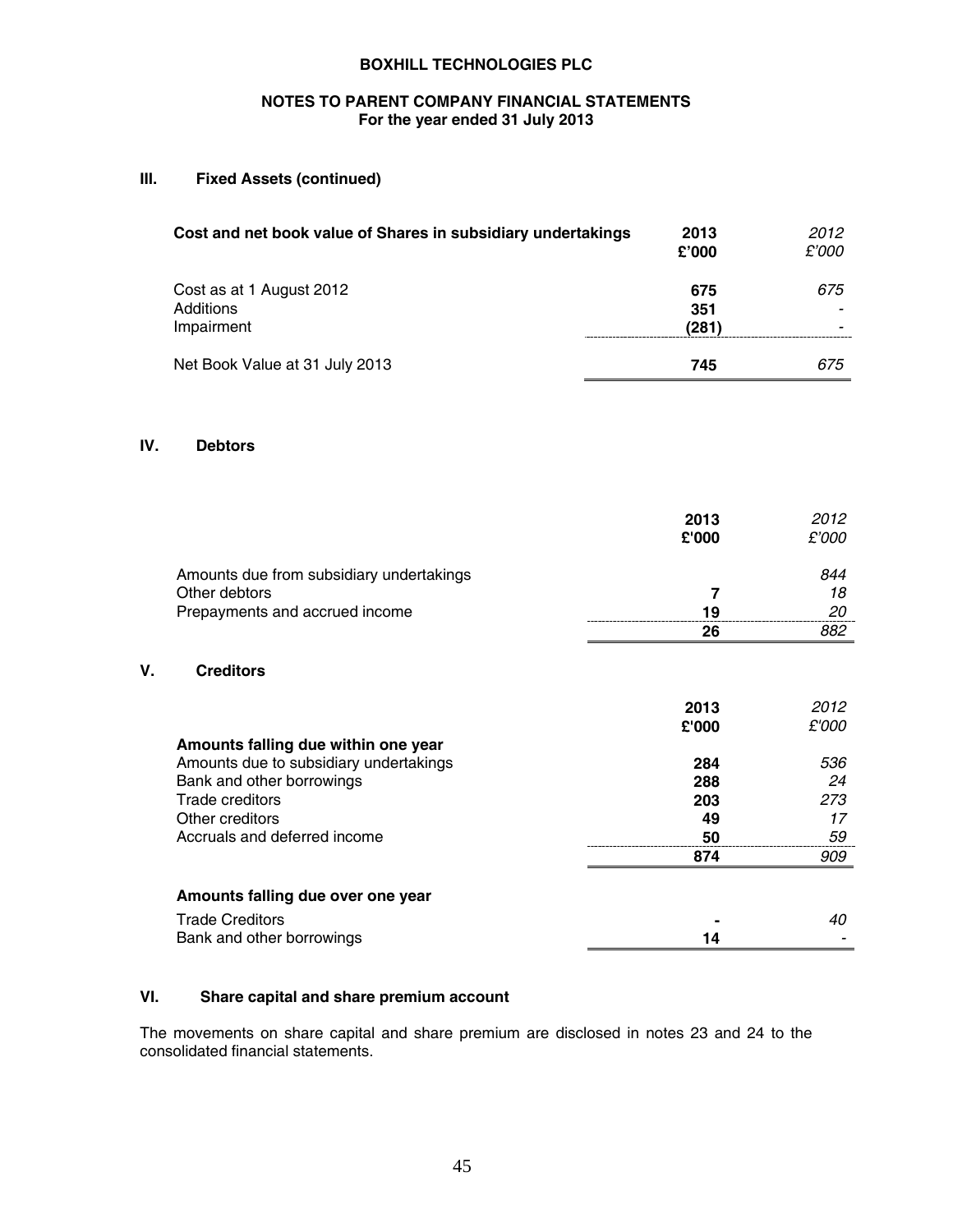**BOXHILL TECHNOLOGIES PLC**

**NOTES TO PARENT COMPANY FINANCIAL STATEMENTS**
**For the year ended 31 July 2013**

## III. Fixed Assets (continued)

| Cost and net book value of Shares in subsidiary undertakings | 2013 £'000 | *2012 £'000* |
|---|---|---|
| Cost as at 1 August 2012 | 675 | *675* |
| Additions | 351 | - |
| Impairment | (281) | - |
| Net Book Value at 31 July 2013 | 745 | *675* |

## IV. Debtors

| | 2013 £'000 | *2012 £'000* |
|---|---|---|
| Amounts due from subsidiary undertakings | | *844* |
| Other debtors | 7 | *18* |
| Prepayments and accrued income | 19 | *20* |
| | 26 | *882* |

## V. Creditors

| | 2013 £'000 | *2012 £'000* |
|---|---|---|
| **Amounts falling due within one year** | | |
| Amounts due to subsidiary undertakings | 284 | *536* |
| Bank and other borrowings | 288 | *24* |
| Trade creditors | 203 | *273* |
| Other creditors | 49 | *17* |
| Accruals and deferred income | 50 | *59* |
| | 874 | *909* |
| **Amounts falling due over one year** | | |
| Trade Creditors | - | *40* |
| Bank and other borrowings | 14 | - |

## VI. Share capital and share premium account

The movements on share capital and share premium are disclosed in notes 23 and 24 to the consolidated financial statements.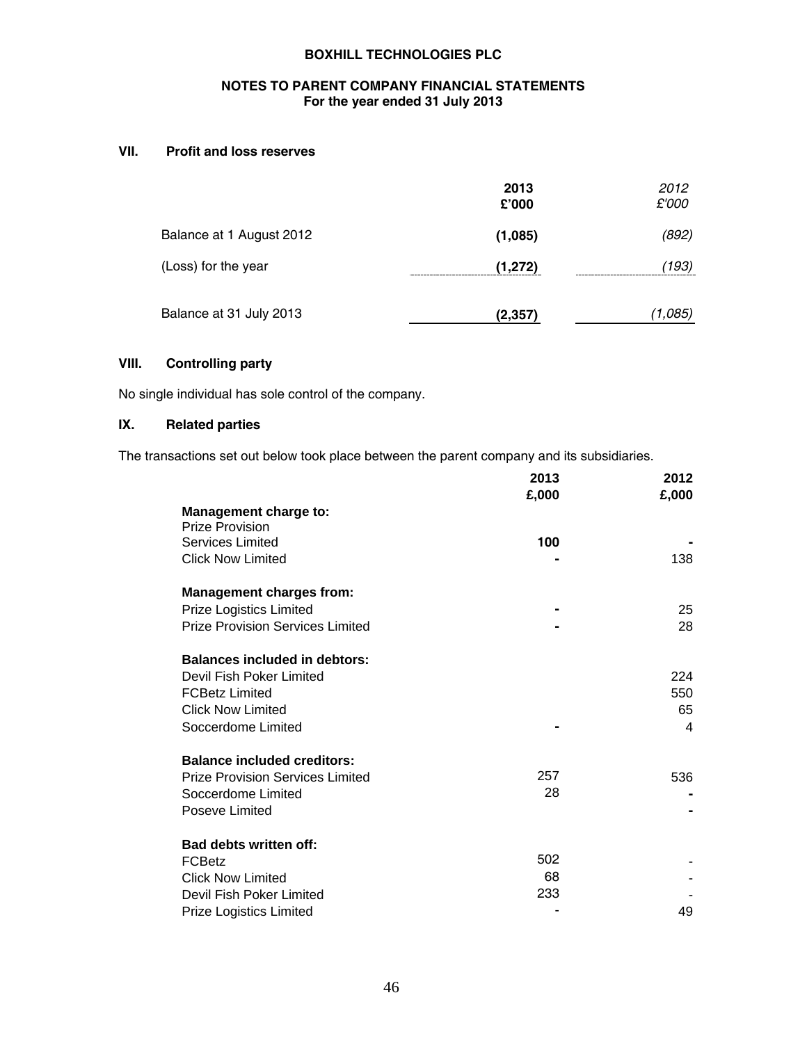**BOXHILL TECHNOLOGIES PLC**

**NOTES TO PARENT COMPANY FINANCIAL STATEMENTS**
**For the year ended 31 July 2013**

### VII. Profit and loss reserves

| | 2013<br>£'000 | *2012*<br>*£'000* |
|---|---|---|
| Balance at 1 August 2012 | **(1,085)** | *(892)* |
| (Loss) for the year | **(1,272)** | *(193)* |
| Balance at 31 July 2013 | **(2,357)** | *(1,085)* |

### VIII. Controlling party

No single individual has sole control of the company.

### IX. Related parties

The transactions set out below took place between the parent company and its subsidiaries.

| | 2013<br>£,000 | 2012<br>£,000 |
|---|---|---|
| **Management charge to:** | | |
| Prize Provision Services Limited | **100** | **-** |
| Click Now Limited | **-** | 138 |
| **Management charges from:** | | |
| Prize Logistics Limited | **-** | 25 |
| Prize Provision Services Limited | **-** | 28 |
| **Balances included in debtors:** | | |
| Devil Fish Poker Limited | | 224 |
| FCBetz Limited | | 550 |
| Click Now Limited | | 65 |
| Soccerdome Limited | **-** | 4 |
| **Balance included creditors:** | | |
| Prize Provision Services Limited | 257 | 536 |
| Soccerdome Limited | 28 | **-** |
| Poseve Limited | | **-** |
| **Bad debts written off:** | | |
| FCBetz | 502 | - |
| Click Now Limited | 68 | - |
| Devil Fish Poker Limited | 233 | - |
| Prize Logistics Limited | - | 49 |